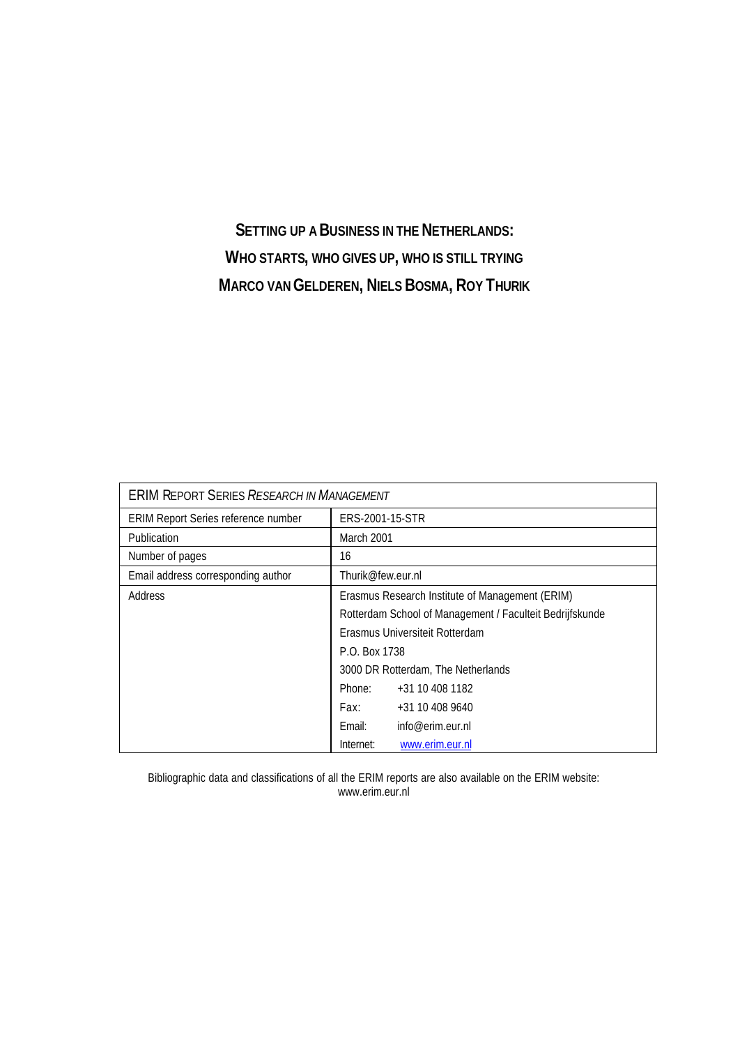# Setting up a Business in the Netherlands: Who starts, who gives up, who is still trying

**Marco van Gelderen, Niels Bosma, Roy Thurik**

| ERIM Report Series *Research in Management* | |
|---|---|
| ERIM Report Series reference number | ERS-2001-15-STR |
| Publication | March 2001 |
| Number of pages | 16 |
| Email address corresponding author | Thurik@few.eur.nl |
| Address | Erasmus Research Institute of Management (ERIM)<br>Rotterdam School of Management / Faculteit Bedrijfskunde<br>Erasmus Universiteit Rotterdam<br>P.O. Box 1738<br>3000 DR Rotterdam, The Netherlands<br>Phone: +31 10 408 1182<br>Fax: +31 10 408 9640<br>Email: info@erim.eur.nl<br>Internet: www.erim.eur.nl |

Bibliographic data and classifications of all the ERIM reports are also available on the ERIM website:
www.erim.eur.nl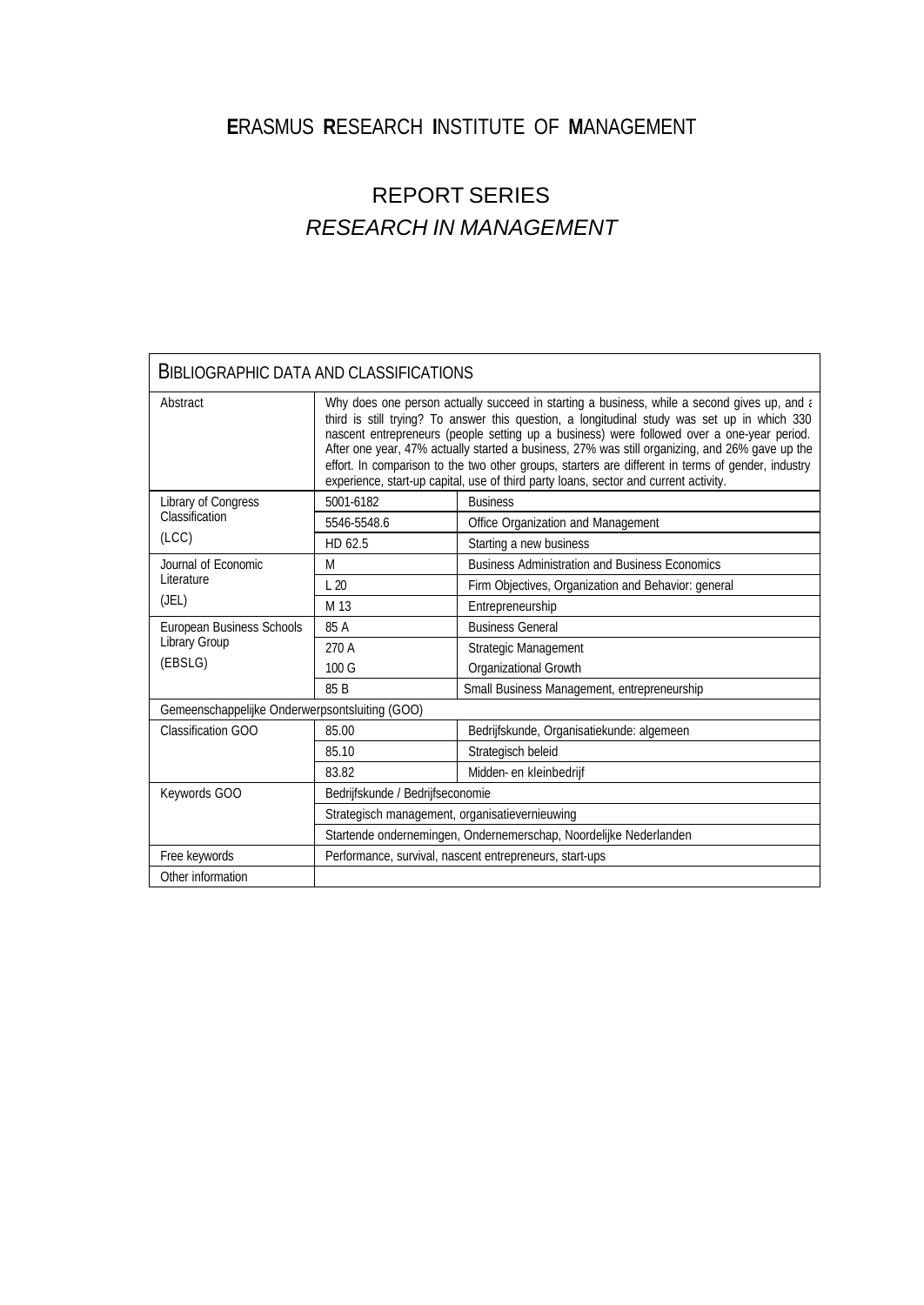# **E**RASMUS **R**ESEARCH **I**NSTITUTE OF **M**ANAGEMENT

## REPORT SERIES
## *RESEARCH IN MANAGEMENT*

| BIBLIOGRAPHIC DATA AND CLASSIFICATIONS | | |
|---|---|---|
| Abstract | Why does one person actually succeed in starting a business, while a second gives up, and a third is still trying? To answer this question, a longitudinal study was set up in which 330 nascent entrepreneurs (people setting up a business) were followed over a one-year period. After one year, 47% actually started a business, 27% was still organizing, and 26% gave up the effort. In comparison to the two other groups, starters are different in terms of gender, industry experience, start-up capital, use of third party loans, sector and current activity. | |
| Library of Congress Classification (LCC) | 5001-6182 | Business |
| | 5546-5548.6 | Office Organization and Management |
| | HD 62.5 | Starting a new business |
| Journal of Economic Literature (JEL) | M | Business Administration and Business Economics |
| | L 20 | Firm Objectives, Organization and Behavior: general |
| | M 13 | Entrepreneurship |
| European Business Schools Library Group (EBSLG) | 85 A | Business General |
| | 270 A | Strategic Management |
| | 100 G | Organizational Growth |
| | 85 B | Small Business Management, entrepreneurship |
| Gemeenschappelijke Onderwerpsontsluiting (GOO) | | |
| Classification GOO | 85.00 | Bedrijfskunde, Organisatiekunde: algemeen |
| | 85.10 | Strategisch beleid |
| | 83.82 | Midden- en kleinbedrijf |
| Keywords GOO | Bedrijfskunde / Bedrijfseconomie | |
| | Strategisch management, organisatievernieuwing | |
| | Startende ondernemingen, Ondernemerschap, Noordelijke Nederlanden | |
| Free keywords | Performance, survival, nascent entrepreneurs, start-ups | |
| Other information | | |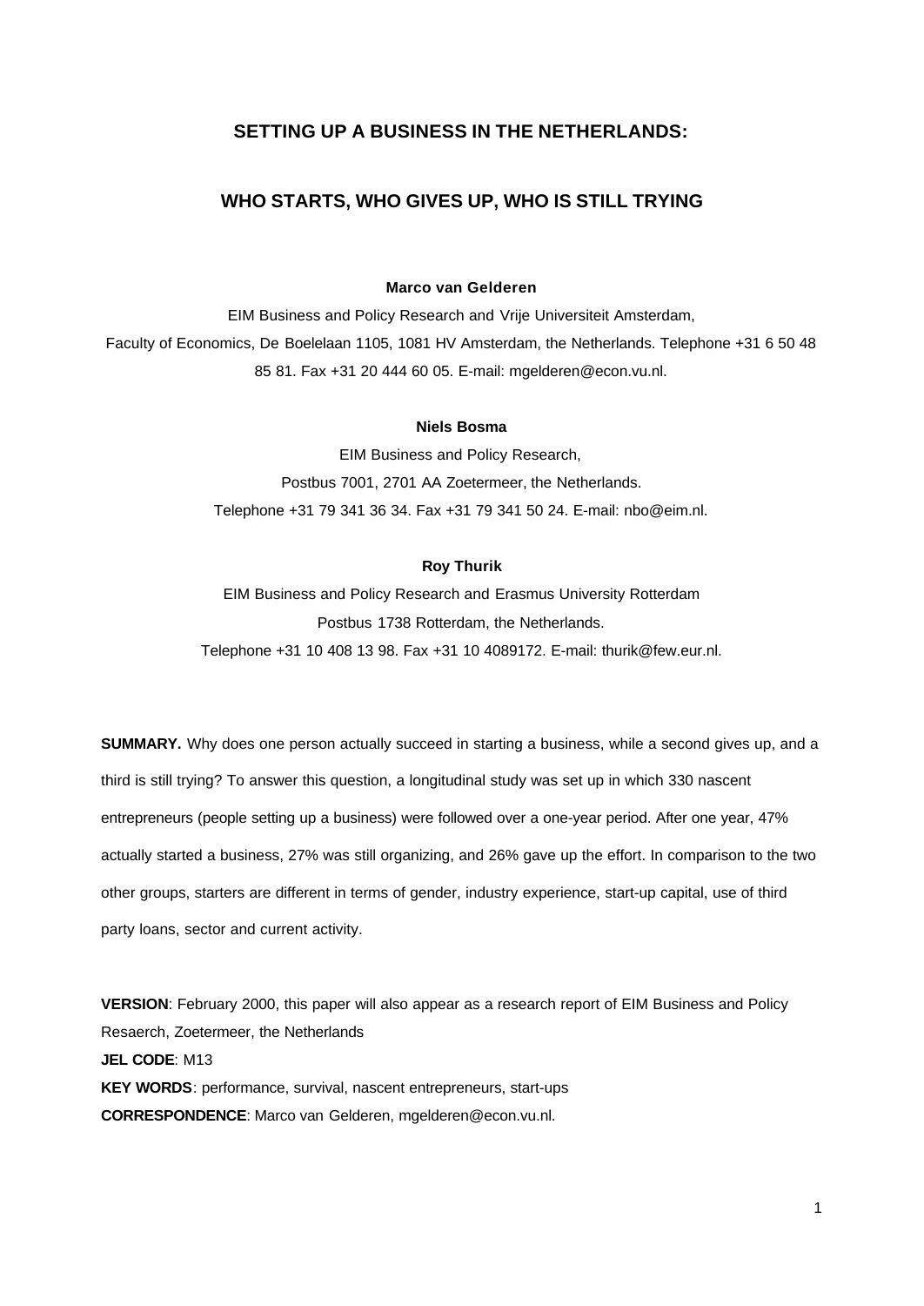# SETTING UP A BUSINESS IN THE NETHERLANDS:

# WHO STARTS, WHO GIVES UP, WHO IS STILL TRYING

**Marco van Gelderen**

EIM Business and Policy Research and Vrije Universiteit Amsterdam,
Faculty of Economics, De Boelelaan 1105, 1081 HV Amsterdam, the Netherlands. Telephone +31 6 50 48 85 81. Fax +31 20 444 60 05. E-mail: mgelderen@econ.vu.nl.

**Niels Bosma**

EIM Business and Policy Research,
Postbus 7001, 2701 AA Zoetermeer, the Netherlands.
Telephone +31 79 341 36 34. Fax +31 79 341 50 24. E-mail: nbo@eim.nl.

**Roy Thurik**

EIM Business and Policy Research and Erasmus University Rotterdam
Postbus 1738 Rotterdam, the Netherlands.
Telephone +31 10 408 13 98. Fax +31 10 4089172. E-mail: thurik@few.eur.nl.

**SUMMARY.** Why does one person actually succeed in starting a business, while a second gives up, and a third is still trying? To answer this question, a longitudinal study was set up in which 330 nascent entrepreneurs (people setting up a business) were followed over a one-year period. After one year, 47% actually started a business, 27% was still organizing, and 26% gave up the effort. In comparison to the two other groups, starters are different in terms of gender, industry experience, start-up capital, use of third party loans, sector and current activity.

**VERSION**: February 2000, this paper will also appear as a research report of EIM Business and Policy Resaerch, Zoetermeer, the Netherlands
**JEL CODE**: M13
**KEY WORDS**: performance, survival, nascent entrepreneurs, start-ups
**CORRESPONDENCE**: Marco van Gelderen, mgelderen@econ.vu.nl.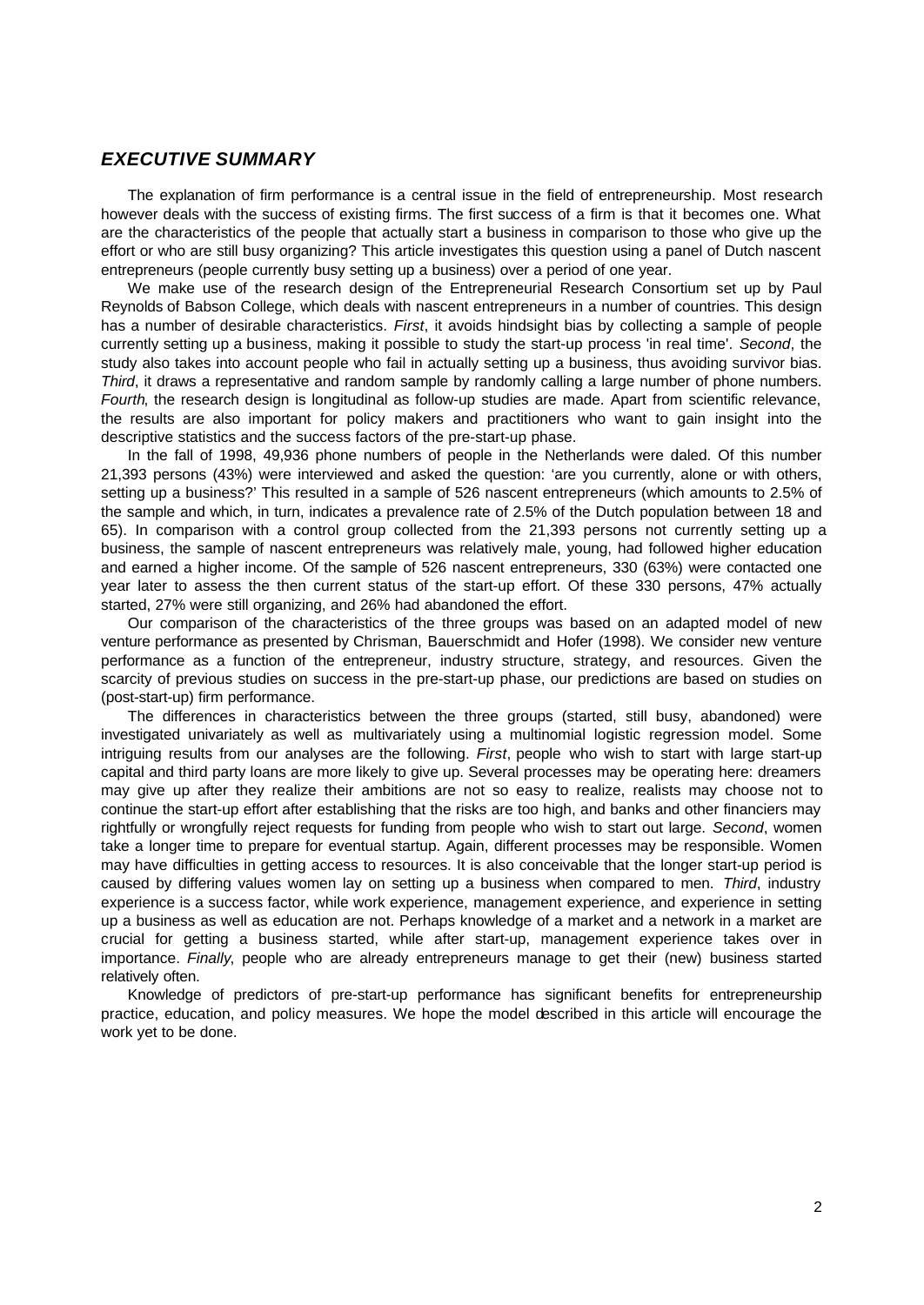## *EXECUTIVE SUMMARY*

The explanation of firm performance is a central issue in the field of entrepreneurship. Most research however deals with the success of existing firms. The first success of a firm is that it becomes one. What are the characteristics of the people that actually start a business in comparison to those who give up the effort or who are still busy organizing? This article investigates this question using a panel of Dutch nascent entrepreneurs (people currently busy setting up a business) over a period of one year.

We make use of the research design of the Entrepreneurial Research Consortium set up by Paul Reynolds of Babson College, which deals with nascent entrepreneurs in a number of countries. This design has a number of desirable characteristics. *First*, it avoids hindsight bias by collecting a sample of people currently setting up a business, making it possible to study the start-up process 'in real time'. *Second*, the study also takes into account people who fail in actually setting up a business, thus avoiding survivor bias. *Third*, it draws a representative and random sample by randomly calling a large number of phone numbers. *Fourth*, the research design is longitudinal as follow-up studies are made. Apart from scientific relevance, the results are also important for policy makers and practitioners who want to gain insight into the descriptive statistics and the success factors of the pre-start-up phase.

In the fall of 1998, 49,936 phone numbers of people in the Netherlands were daled. Of this number 21,393 persons (43%) were interviewed and asked the question: 'are you currently, alone or with others, setting up a business?' This resulted in a sample of 526 nascent entrepreneurs (which amounts to 2.5% of the sample and which, in turn, indicates a prevalence rate of 2.5% of the Dutch population between 18 and 65). In comparison with a control group collected from the 21,393 persons not currently setting up a business, the sample of nascent entrepreneurs was relatively male, young, had followed higher education and earned a higher income. Of the sample of 526 nascent entrepreneurs, 330 (63%) were contacted one year later to assess the then current status of the start-up effort. Of these 330 persons, 47% actually started, 27% were still organizing, and 26% had abandoned the effort.

Our comparison of the characteristics of the three groups was based on an adapted model of new venture performance as presented by Chrisman, Bauerschmidt and Hofer (1998). We consider new venture performance as a function of the entrepreneur, industry structure, strategy, and resources. Given the scarcity of previous studies on success in the pre-start-up phase, our predictions are based on studies on (post-start-up) firm performance.

The differences in characteristics between the three groups (started, still busy, abandoned) were investigated univariately as well as multivariately using a multinomial logistic regression model. Some intriguing results from our analyses are the following. *First*, people who wish to start with large start-up capital and third party loans are more likely to give up. Several processes may be operating here: dreamers may give up after they realize their ambitions are not so easy to realize, realists may choose not to continue the start-up effort after establishing that the risks are too high, and banks and other financiers may rightfully or wrongfully reject requests for funding from people who wish to start out large. *Second*, women take a longer time to prepare for eventual startup. Again, different processes may be responsible. Women may have difficulties in getting access to resources. It is also conceivable that the longer start-up period is caused by differing values women lay on setting up a business when compared to men. *Third*, industry experience is a success factor, while work experience, management experience, and experience in setting up a business as well as education are not. Perhaps knowledge of a market and a network in a market are crucial for getting a business started, while after start-up, management experience takes over in importance. *Finally*, people who are already entrepreneurs manage to get their (new) business started relatively often.

Knowledge of predictors of pre-start-up performance has significant benefits for entrepreneurship practice, education, and policy measures. We hope the model described in this article will encourage the work yet to be done.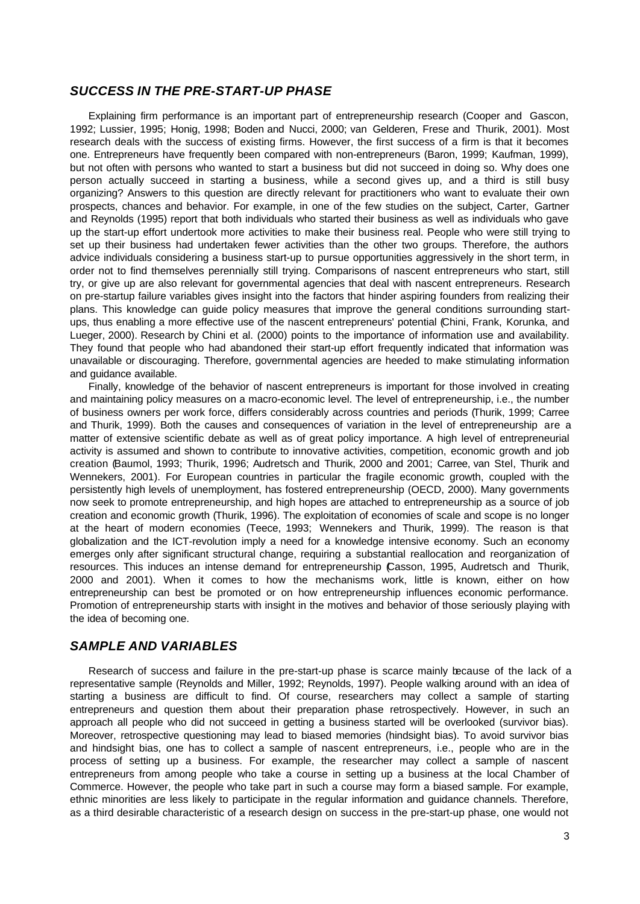## *SUCCESS IN THE PRE-START-UP PHASE*

Explaining firm performance is an important part of entrepreneurship research (Cooper and Gascon, 1992; Lussier, 1995; Honig, 1998; Boden and Nucci, 2000; van Gelderen, Frese and Thurik, 2001). Most research deals with the success of existing firms. However, the first success of a firm is that it becomes one. Entrepreneurs have frequently been compared with non-entrepreneurs (Baron, 1999; Kaufman, 1999), but not often with persons who wanted to start a business but did not succeed in doing so. Why does one person actually succeed in starting a business, while a second gives up, and a third is still busy organizing? Answers to this question are directly relevant for practitioners who want to evaluate their own prospects, chances and behavior. For example, in one of the few studies on the subject, Carter, Gartner and Reynolds (1995) report that both individuals who started their business as well as individuals who gave up the start-up effort undertook more activities to make their business real. People who were still trying to set up their business had undertaken fewer activities than the other two groups. Therefore, the authors advice individuals considering a business start-up to pursue opportunities aggressively in the short term, in order not to find themselves perennially still trying. Comparisons of nascent entrepreneurs who start, still try, or give up are also relevant for governmental agencies that deal with nascent entrepreneurs. Research on pre-startup failure variables gives insight into the factors that hinder aspiring founders from realizing their plans. This knowledge can guide policy measures that improve the general conditions surrounding start-ups, thus enabling a more effective use of the nascent entrepreneurs' potential (Chini, Frank, Korunka, and Lueger, 2000). Research by Chini et al. (2000) points to the importance of information use and availability. They found that people who had abandoned their start-up effort frequently indicated that information was unavailable or discouraging. Therefore, governmental agencies are heeded to make stimulating information and guidance available.

Finally, knowledge of the behavior of nascent entrepreneurs is important for those involved in creating and maintaining policy measures on a macro-economic level. The level of entrepreneurship, i.e., the number of business owners per work force, differs considerably across countries and periods (Thurik, 1999; Carree and Thurik, 1999). Both the causes and consequences of variation in the level of entrepreneurship are a matter of extensive scientific debate as well as of great policy importance. A high level of entrepreneurial activity is assumed and shown to contribute to innovative activities, competition, economic growth and job creation (Baumol, 1993; Thurik, 1996; Audretsch and Thurik, 2000 and 2001; Carree, van Stel, Thurik and Wennekers, 2001). For European countries in particular the fragile economic growth, coupled with the persistently high levels of unemployment, has fostered entrepreneurship (OECD, 2000). Many governments now seek to promote entrepreneurship, and high hopes are attached to entrepreneurship as a source of job creation and economic growth (Thurik, 1996). The exploitation of economies of scale and scope is no longer at the heart of modern economies (Teece, 1993; Wennekers and Thurik, 1999). The reason is that globalization and the ICT-revolution imply a need for a knowledge intensive economy. Such an economy emerges only after significant structural change, requiring a substantial reallocation and reorganization of resources. This induces an intense demand for entrepreneurship (Casson, 1995, Audretsch and Thurik, 2000 and 2001). When it comes to how the mechanisms work, little is known, either on how entrepreneurship can best be promoted or on how entrepreneurship influences economic performance. Promotion of entrepreneurship starts with insight in the motives and behavior of those seriously playing with the idea of becoming one.

## *SAMPLE AND VARIABLES*

Research of success and failure in the pre-start-up phase is scarce mainly because of the lack of a representative sample (Reynolds and Miller, 1992; Reynolds, 1997). People walking around with an idea of starting a business are difficult to find. Of course, researchers may collect a sample of starting entrepreneurs and question them about their preparation phase retrospectively. However, in such an approach all people who did not succeed in getting a business started will be overlooked (survivor bias). Moreover, retrospective questioning may lead to biased memories (hindsight bias). To avoid survivor bias and hindsight bias, one has to collect a sample of nascent entrepreneurs, i.e., people who are in the process of setting up a business. For example, the researcher may collect a sample of nascent entrepreneurs from among people who take a course in setting up a business at the local Chamber of Commerce. However, the people who take part in such a course may form a biased sample. For example, ethnic minorities are less likely to participate in the regular information and guidance channels. Therefore, as a third desirable characteristic of a research design on success in the pre-start-up phase, one would not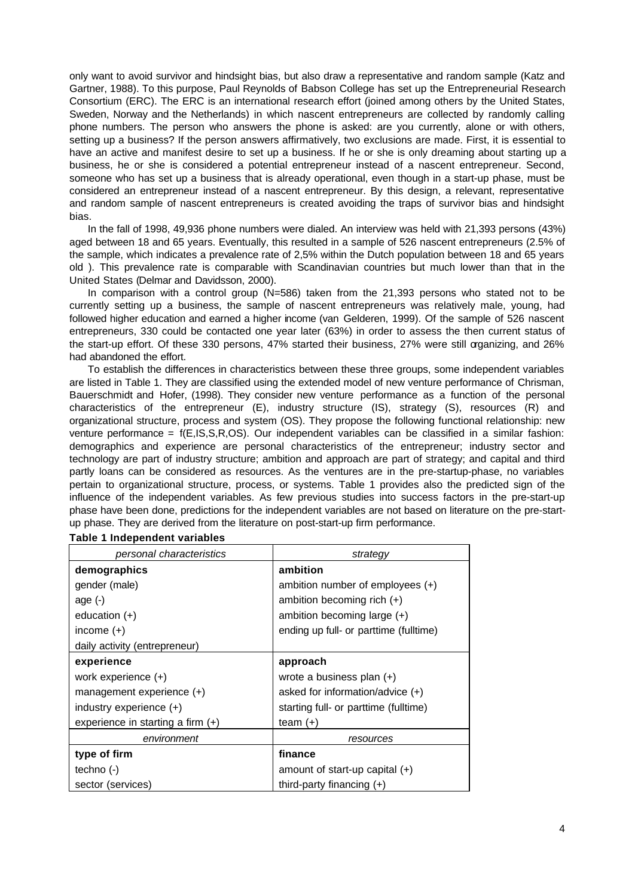only want to avoid survivor and hindsight bias, but also draw a representative and random sample (Katz and Gartner, 1988). To this purpose, Paul Reynolds of Babson College has set up the Entrepreneurial Research Consortium (ERC). The ERC is an international research effort (joined among others by the United States, Sweden, Norway and the Netherlands) in which nascent entrepreneurs are collected by randomly calling phone numbers. The person who answers the phone is asked: are you currently, alone or with others, setting up a business? If the person answers affirmatively, two exclusions are made. First, it is essential to have an active and manifest desire to set up a business. If he or she is only dreaming about starting up a business, he or she is considered a potential entrepreneur instead of a nascent entrepreneur. Second, someone who has set up a business that is already operational, even though in a start-up phase, must be considered an entrepreneur instead of a nascent entrepreneur. By this design, a relevant, representative and random sample of nascent entrepreneurs is created avoiding the traps of survivor bias and hindsight bias.

In the fall of 1998, 49,936 phone numbers were dialed. An interview was held with 21,393 persons (43%) aged between 18 and 65 years. Eventually, this resulted in a sample of 526 nascent entrepreneurs (2.5% of the sample, which indicates a prevalence rate of 2,5% within the Dutch population between 18 and 65 years old ). This prevalence rate is comparable with Scandinavian countries but much lower than that in the United States (Delmar and Davidsson, 2000).

In comparison with a control group (N=586) taken from the 21,393 persons who stated not to be currently setting up a business, the sample of nascent entrepreneurs was relatively male, young, had followed higher education and earned a higher income (van Gelderen, 1999). Of the sample of 526 nascent entrepreneurs, 330 could be contacted one year later (63%) in order to assess the then current status of the start-up effort. Of these 330 persons, 47% started their business, 27% were still organizing, and 26% had abandoned the effort.

To establish the differences in characteristics between these three groups, some independent variables are listed in Table 1. They are classified using the extended model of new venture performance of Chrisman, Bauerschmidt and Hofer, (1998). They consider new venture performance as a function of the personal characteristics of the entrepreneur (E), industry structure (IS), strategy (S), resources (R) and organizational structure, process and system (OS). They propose the following functional relationship: new venture performance = f(E,IS,S,R,OS). Our independent variables can be classified in a similar fashion: demographics and experience are personal characteristics of the entrepreneur; industry sector and technology are part of industry structure; ambition and approach are part of strategy; and capital and third partly loans can be considered as resources. As the ventures are in the pre-startup-phase, no variables pertain to organizational structure, process, or systems. Table 1 provides also the predicted sign of the influence of the independent variables. As few previous studies into success factors in the pre-start-up phase have been done, predictions for the independent variables are not based on literature on the pre-start-up phase. They are derived from the literature on post-start-up firm performance.

**Table 1 Independent variables**

| *personal characteristics* | *strategy* |
|---|---|
| **demographics** | **ambition** |
| gender (male) | ambition number of employees (+) |
| age (-) | ambition becoming rich (+) |
| education (+) | ambition becoming large (+) |
| income (+) | ending up full- or parttime (fulltime) |
| daily activity (entrepreneur) | |
| **experience** | **approach** |
| work experience (+) | wrote a business plan (+) |
| management experience (+) | asked for information/advice (+) |
| industry experience (+) | starting full- or parttime (fulltime) |
| experience in starting a firm (+) | team (+) |
| *environment* | *resources* |
| **type of firm** | **finance** |
| techno (-) | amount of start-up capital (+) |
| sector (services) | third-party financing (+) |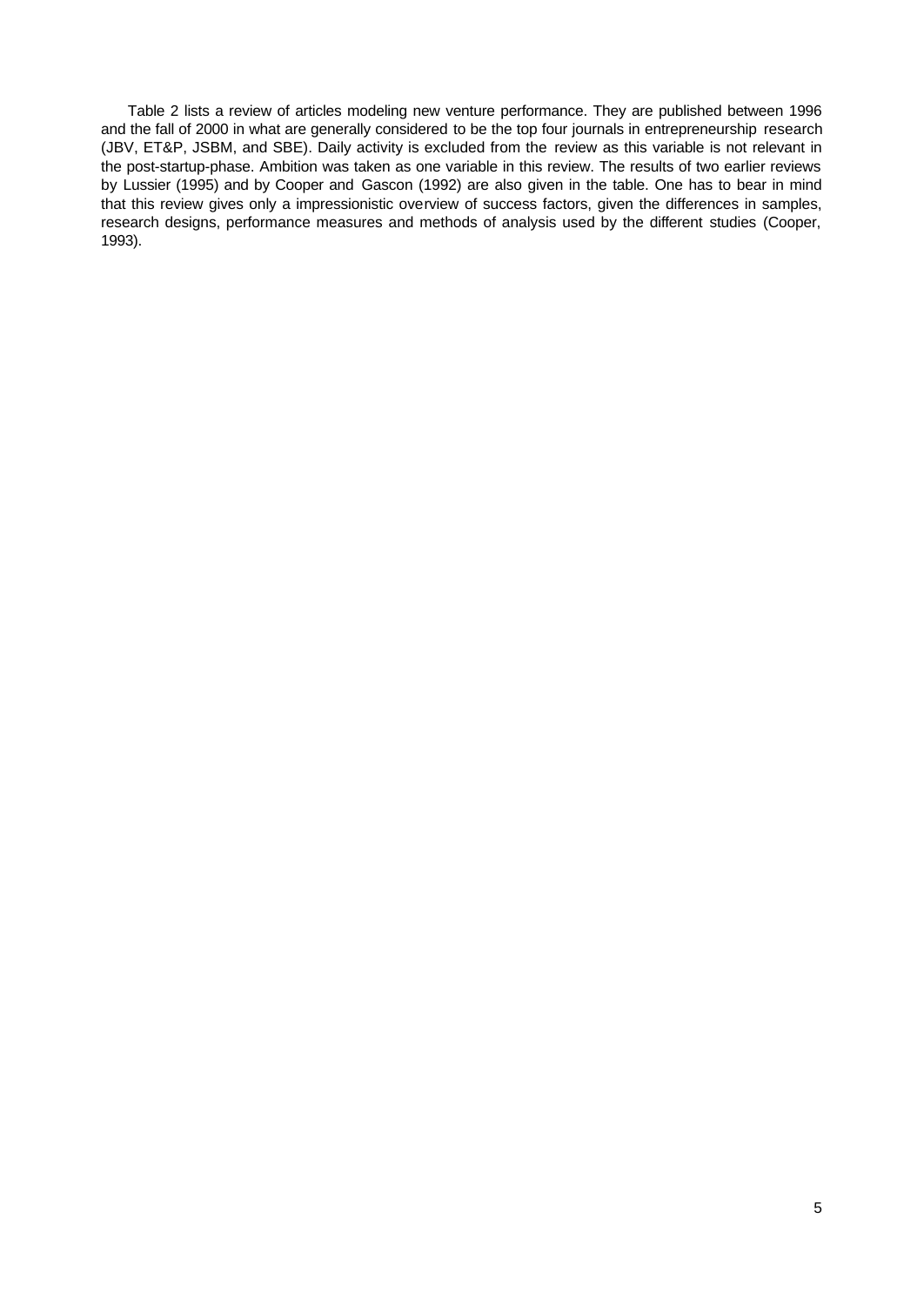Table 2 lists a review of articles modeling new venture performance. They are published between 1996 and the fall of 2000 in what are generally considered to be the top four journals in entrepreneurship research (JBV, ET&P, JSBM, and SBE). Daily activity is excluded from the review as this variable is not relevant in the post-startup-phase. Ambition was taken as one variable in this review. The results of two earlier reviews by Lussier (1995) and by Cooper and Gascon (1992) are also given in the table. One has to bear in mind that this review gives only a impressionistic overview of success factors, given the differences in samples, research designs, performance measures and methods of analysis used by the different studies (Cooper, 1993).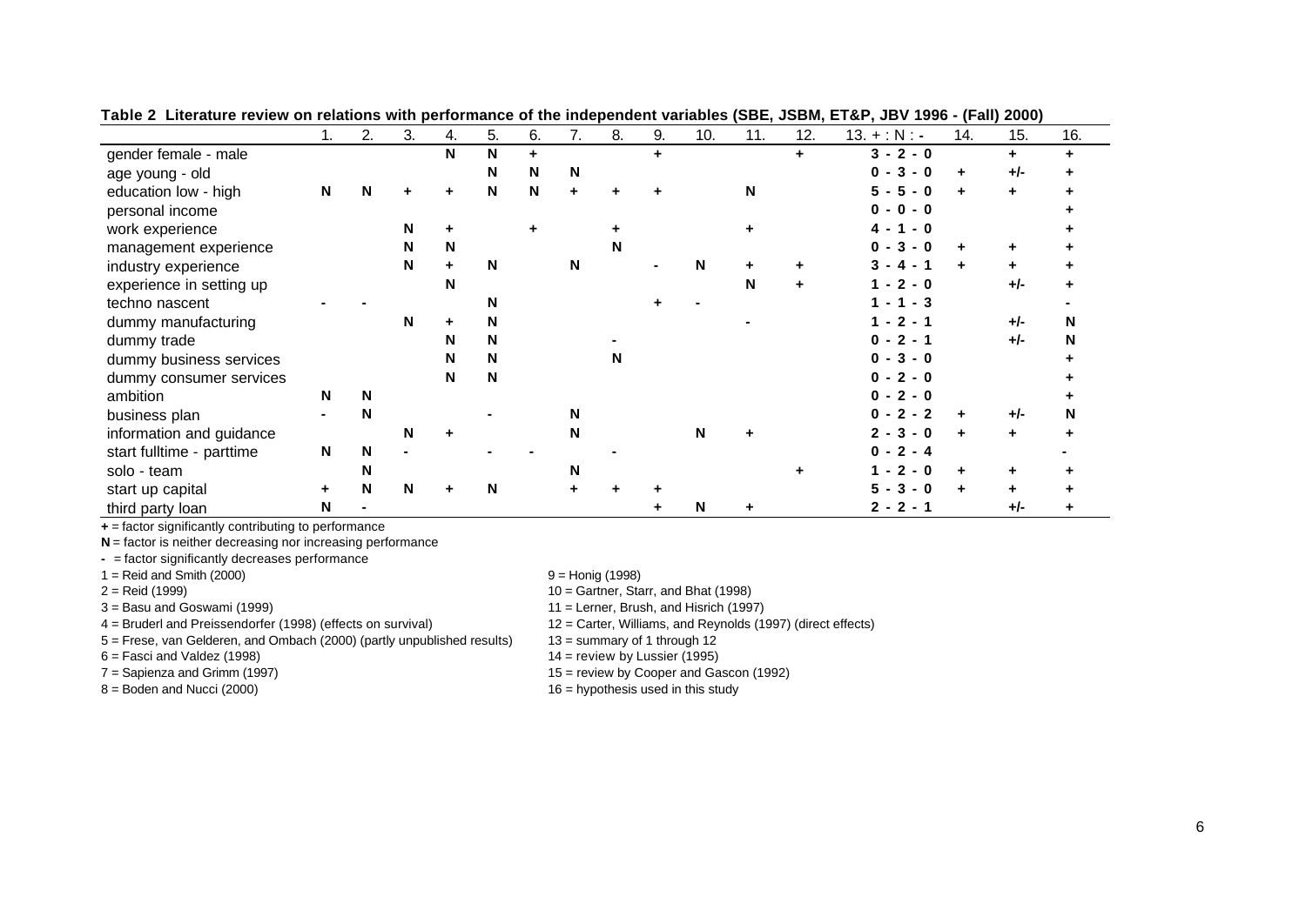**Table 2 Literature review on relations with performance of the independent variables (SBE, JSBM, ET&P, JBV 1996 - (Fall) 2000)**

| | 1. | 2. | 3. | 4. | 5. | 6. | 7. | 8. | 9. | 10. | 11. | 12. | 13. + : N : - | 14. | 15. | 16. |
|---|---|---|---|---|---|---|---|---|---|---|---|---|---|---|---|---|
| gender female - male | | | | N | N | + | | | + | | | + | 3 - 2 - 0 | | + | + |
| age young - old | | | | | N | N | N | | | | | | 0 - 3 - 0 | + | +/- | + |
| education low - high | N | N | + | + | N | N | + | + | + | | N | | 5 - 5 - 0 | + | + | + |
| personal income | | | | | | | | | | | | | 0 - 0 - 0 | | | + |
| work experience | | | N | + | | + | | + | | | + | | 4 - 1 - 0 | | | + |
| management experience | | | N | N | | | | N | | | | | 0 - 3 - 0 | + | + | + |
| industry experience | | | N | + | N | | N | | - | N | + | + | 3 - 4 - 1 | + | + | + |
| experience in setting up | | | | N | | | | | | | N | + | 1 - 2 - 0 | | +/- | + |
| techno nascent | - | - | | | N | | | | + | - | | | 1 - 1 - 3 | | | - |
| dummy manufacturing | | | N | + | N | | | | | | - | | 1 - 2 - 1 | | +/- | N |
| dummy trade | | | | N | N | | | - | | | | | 0 - 2 - 1 | | +/- | N |
| dummy business services | | | | N | N | | | N | | | | | 0 - 3 - 0 | | | + |
| dummy consumer services | | | | N | N | | | | | | | | 0 - 2 - 0 | | | + |
| ambition | N | N | | | | | | | | | | | 0 - 2 - 0 | | | + |
| business plan | - | N | | | - | | N | | | | | | 0 - 2 - 2 | + | +/- | N |
| information and guidance | | | N | + | | | N | | | N | + | | 2 - 3 - 0 | + | + | + |
| start fulltime - parttime | N | N | - | | - | - | | - | | | | | 0 - 2 - 4 | | | - |
| solo - team | | N | | | | | N | | | | | + | 1 - 2 - 0 | + | + | + |
| start up capital | + | N | N | + | N | | + | + | + | | | | 5 - 3 - 0 | + | + | + |
| third party loan | N | - | | | | | | | + | N | + | | 2 - 2 - 1 | | +/- | + |

**+** = factor significantly contributing to performance
**N** = factor is neither decreasing nor increasing performance
**-** = factor significantly decreases performance

1 = Reid and Smith (2000)
2 = Reid (1999)
3 = Basu and Goswami (1999)
4 = Bruderl and Preissendorfer (1998) (effects on survival)
5 = Frese, van Gelderen, and Ombach (2000) (partly unpublished results)
6 = Fasci and Valdez (1998)
7 = Sapienza and Grimm (1997)
8 = Boden and Nucci (2000)
9 = Honig (1998)
10 = Gartner, Starr, and Bhat (1998)
11 = Lerner, Brush, and Hisrich (1997)
12 = Carter, Williams, and Reynolds (1997) (direct effects)
13 = summary of 1 through 12
14 = review by Lussier (1995)
15 = review by Cooper and Gascon (1992)
16 = hypothesis used in this study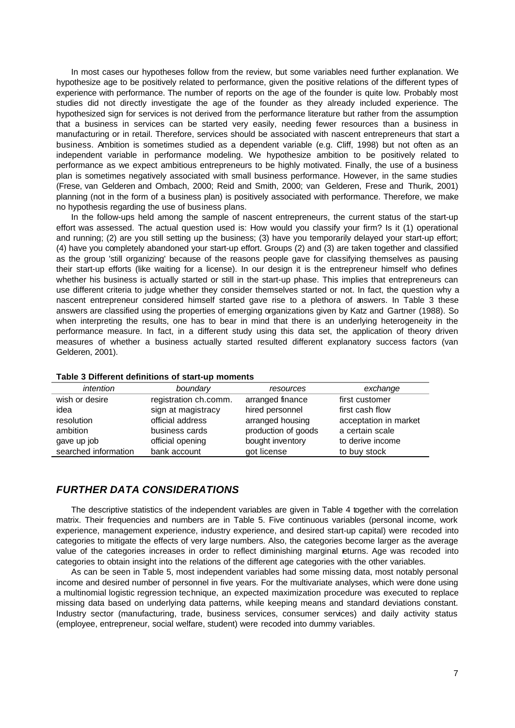In most cases our hypotheses follow from the review, but some variables need further explanation. We hypothesize age to be positively related to performance, given the positive relations of the different types of experience with performance. The number of reports on the age of the founder is quite low. Probably most studies did not directly investigate the age of the founder as they already included experience. The hypothesized sign for services is not derived from the performance literature but rather from the assumption that a business in services can be started very easily, needing fewer resources than a business in manufacturing or in retail. Therefore, services should be associated with nascent entrepreneurs that start a business. Ambition is sometimes studied as a dependent variable (e.g. Cliff, 1998) but not often as an independent variable in performance modeling. We hypothesize ambition to be positively related to performance as we expect ambitious entrepreneurs to be highly motivated. Finally, the use of a business plan is sometimes negatively associated with small business performance. However, in the same studies (Frese, van Gelderen and Ombach, 2000; Reid and Smith, 2000; van Gelderen, Frese and Thurik, 2001) planning (not in the form of a business plan) is positively associated with performance. Therefore, we make no hypothesis regarding the use of business plans.

In the follow-ups held among the sample of nascent entrepreneurs, the current status of the start-up effort was assessed. The actual question used is: How would you classify your firm? Is it (1) operational and running; (2) are you still setting up the business; (3) have you temporarily delayed your start-up effort; (4) have you completely abandoned your start-up effort. Groups (2) and (3) are taken together and classified as the group 'still organizing' because of the reasons people gave for classifying themselves as pausing their start-up efforts (like waiting for a license). In our design it is the entrepreneur himself who defines whether his business is actually started or still in the start-up phase. This implies that entrepreneurs can use different criteria to judge whether they consider themselves started or not. In fact, the question why a nascent entrepreneur considered himself started gave rise to a plethora of answers. In Table 3 these answers are classified using the properties of emerging organizations given by Katz and Gartner (1988). So when interpreting the results, one has to bear in mind that there is an underlying heterogeneity in the performance measure. In fact, in a different study using this data set, the application of theory driven measures of whether a business actually started resulted different explanatory success factors (van Gelderen, 2001).

**Table 3 Different definitions of start-up moments**

| *intention* | *boundary* | *resources* | *exchange* |
|---|---|---|---|
| wish or desire | registration ch.comm. | arranged finance | first customer |
| idea | sign at magistracy | hired personnel | first cash flow |
| resolution | official address | arranged housing | acceptation in market |
| ambition | business cards | production of goods | a certain scale |
| gave up job | official opening | bought inventory | to derive income |
| searched information | bank account | got license | to buy stock |

## *FURTHER DATA CONSIDERATIONS*

The descriptive statistics of the independent variables are given in Table 4 together with the correlation matrix. Their frequencies and numbers are in Table 5. Five continuous variables (personal income, work experience, management experience, industry experience, and desired start-up capital) were recoded into categories to mitigate the effects of very large numbers. Also, the categories become larger as the average value of the categories increases in order to reflect diminishing marginal returns. Age was recoded into categories to obtain insight into the relations of the different age categories with the other variables.

As can be seen in Table 5, most independent variables had some missing data, most notably personal income and desired number of personnel in five years. For the multivariate analyses, which were done using a multinomial logistic regression technique, an expected maximization procedure was executed to replace missing data based on underlying data patterns, while keeping means and standard deviations constant. Industry sector (manufacturing, trade, business services, consumer services) and daily activity status (employee, entrepreneur, social welfare, student) were recoded into dummy variables.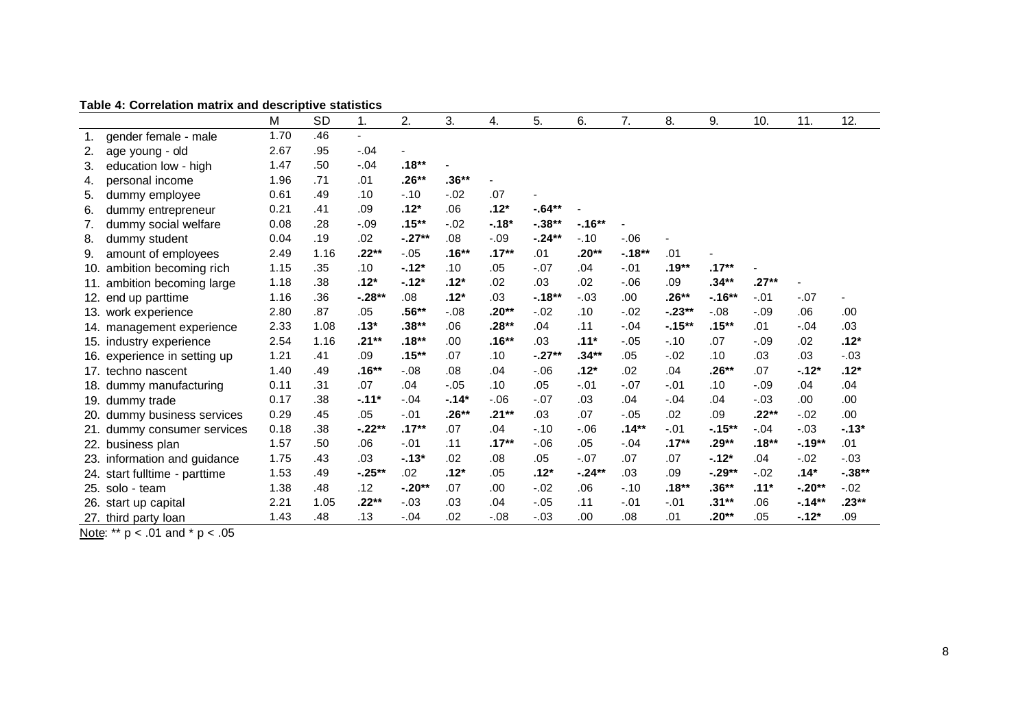**Table 4: Correlation matrix and descriptive statistics**

| | M | SD | 1. | 2. | 3. | 4. | 5. | 6. | 7. | 8. | 9. | 10. | 11. | 12. |
|---|---|---|---|---|---|---|---|---|---|---|---|---|---|---|
| 1. gender female - male | 1.70 | .46 | - | | | | | | | | | | | |
| 2. age young - old | 2.67 | .95 | -.04 | - | | | | | | | | | | |
| 3. education low - high | 1.47 | .50 | -.04 | **.18\*\*** | - | | | | | | | | | |
| 4. personal income | 1.96 | .71 | .01 | **.26\*\*** | **.36\*\*** | - | | | | | | | | |
| 5. dummy employee | 0.61 | .49 | .10 | -.10 | -.02 | .07 | - | | | | | | | |
| 6. dummy entrepreneur | 0.21 | .41 | .09 | **.12\*** | .06 | **.12\*** | **-.64\*\*** | - | | | | | | |
| 7. dummy social welfare | 0.08 | .28 | -.09 | **.15\*\*** | -.02 | **-.18\*** | **-.38\*\*** | **-.16\*\*** | - | | | | | |
| 8. dummy student | 0.04 | .19 | .02 | **-.27\*\*** | .08 | -.09 | **-.24\*\*** | -.10 | -.06 | - | | | | |
| 9. amount of employees | 2.49 | 1.16 | **.22\*\*** | -.05 | **.16\*\*** | **.17\*\*** | .01 | **.20\*\*** | **-.18\*\*** | .01 | - | | | |
| 10. ambition becoming rich | 1.15 | .35 | .10 | **-.12\*** | .10 | .05 | -.07 | .04 | -.01 | **.19\*\*** | **.17\*\*** | - | | |
| 11. ambition becoming large | 1.18 | .38 | **.12\*** | **-.12\*** | **.12\*** | .02 | .03 | .02 | -.06 | .09 | **.34\*\*** | **.27\*\*** | - | |
| 12. end up parttime | 1.16 | .36 | **-.28\*\*** | .08 | **.12\*** | .03 | **-.18\*\*** | -.03 | .00 | **.26\*\*** | **-.16\*\*** | -.01 | -.07 | - |
| 13. work experience | 2.80 | .87 | .05 | **.56\*\*** | -.08 | **.20\*\*** | -.02 | .10 | -.02 | **-.23\*\*** | -.08 | -.09 | .06 | .00 |
| 14. management experience | 2.33 | 1.08 | **.13\*** | **.38\*\*** | .06 | **.28\*\*** | .04 | .11 | -.04 | **-.15\*\*** | **.15\*\*** | .01 | -.04 | .03 |
| 15. industry experience | 2.54 | 1.16 | **.21\*\*** | **.18\*\*** | .00 | **.16\*\*** | .03 | **.11\*** | -.05 | -.10 | .07 | -.09 | .02 | **.12\*** |
| 16. experience in setting up | 1.21 | .41 | .09 | **.15\*\*** | .07 | .10 | **-.27\*\*** | **.34\*\*** | .05 | -.02 | .10 | .03 | .03 | -.03 |
| 17. techno nascent | 1.40 | .49 | **.16\*\*** | -.08 | .08 | .04 | -.06 | **.12\*** | .02 | .04 | **.26\*\*** | .07 | **-.12\*** | **.12\*** |
| 18. dummy manufacturing | 0.11 | .31 | .07 | .04 | -.05 | .10 | .05 | -.01 | -.07 | -.01 | .10 | -.09 | .04 | .04 |
| 19. dummy trade | 0.17 | .38 | **-.11\*** | -.04 | **-.14\*** | -.06 | -.07 | .03 | .04 | -.04 | .04 | -.03 | .00 | .00 |
| 20. dummy business services | 0.29 | .45 | .05 | -.01 | **.26\*\*** | **.21\*\*** | .03 | .07 | -.05 | .02 | .09 | **.22\*\*** | -.02 | .00 |
| 21. dummy consumer services | 0.18 | .38 | **-.22\*\*** | **.17\*\*** | .07 | .04 | -.10 | -.06 | **.14\*\*** | -.01 | **-.15\*\*** | -.04 | -.03 | **-.13\*** |
| 22. business plan | 1.57 | .50 | .06 | -.01 | .11 | **.17\*\*** | -.06 | .05 | -.04 | **.17\*\*** | **.29\*\*** | **.18\*\*** | **-.19\*\*** | .01 |
| 23. information and guidance | 1.75 | .43 | .03 | **-.13\*** | .02 | .08 | .05 | -.07 | .07 | .07 | **-.12\*** | .04 | -.02 | -.03 |
| 24. start fulltime - parttime | 1.53 | .49 | **-.25\*\*** | .02 | **.12\*** | .05 | **.12\*** | **-.24\*\*** | .03 | .09 | **-.29\*\*** | -.02 | **.14\*** | **-.38\*\*** |
| 25. solo - team | 1.38 | .48 | .12 | **-.20\*\*** | .07 | .00 | -.02 | .06 | -.10 | **.18\*\*** | **.36\*\*** | **.11\*** | **-.20\*\*** | -.02 |
| 26. start up capital | 2.21 | 1.05 | **.22\*\*** | -.03 | .03 | .04 | -.05 | .11 | -.01 | -.01 | **.31\*\*** | .06 | **-.14\*\*** | **.23\*\*** |
| 27. third party loan | 1.43 | .48 | .13 | -.04 | .02 | -.08 | -.03 | .00 | .08 | .01 | **.20\*\*** | .05 | **-.12\*** | .09 |

Note: \*\* $p < .01$ and \* $p < .05$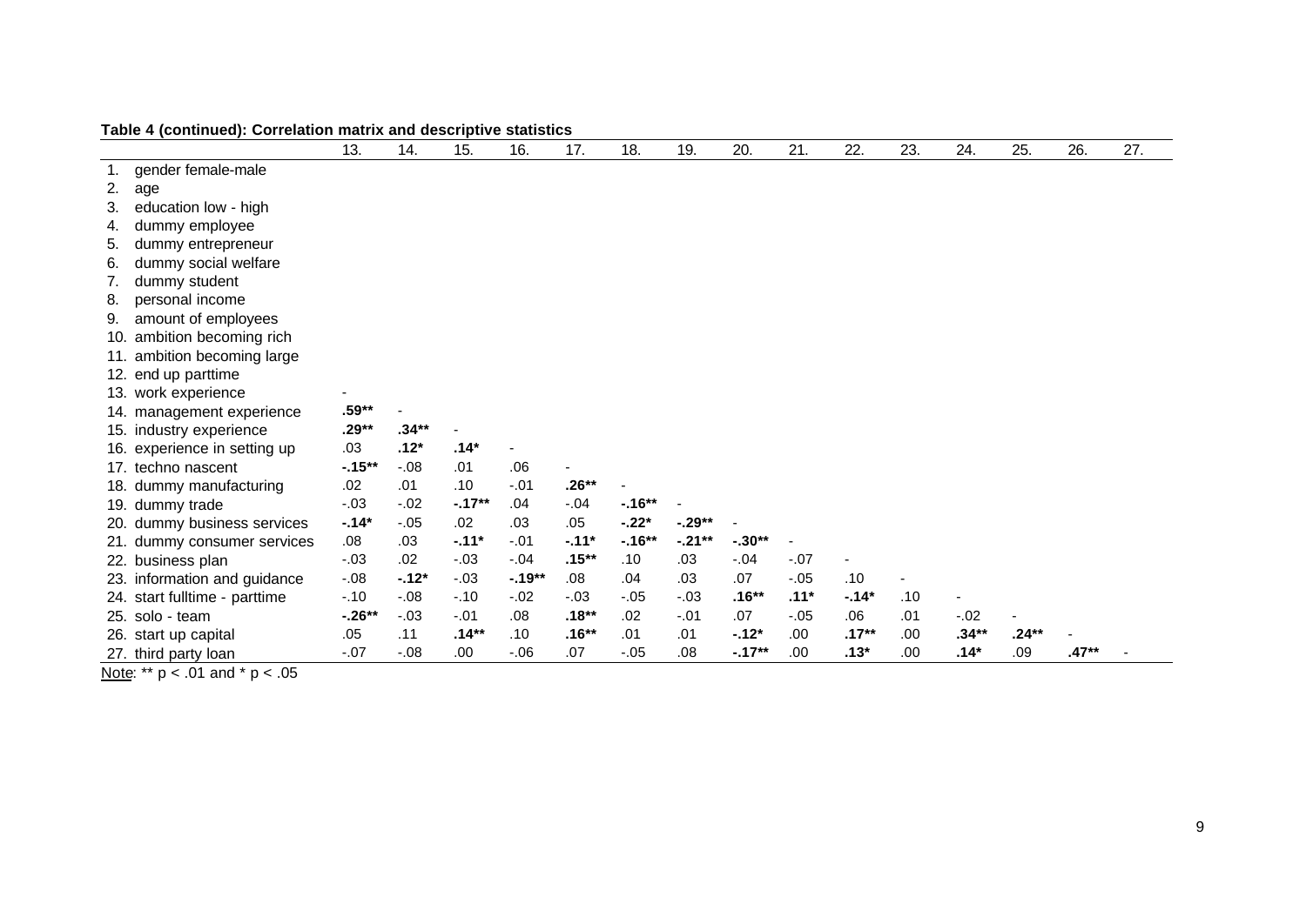**Table 4 (continued): Correlation matrix and descriptive statistics**

| | 13. | 14. | 15. | 16. | 17. | 18. | 19. | 20. | 21. | 22. | 23. | 24. | 25. | 26. | 27. |
|---|---|---|---|---|---|---|---|---|---|---|---|---|---|---|---|
| 1. gender female-male | | | | | | | | | | | | | | | |
| 2. age | | | | | | | | | | | | | | | |
| 3. education low - high | | | | | | | | | | | | | | | |
| 4. dummy employee | | | | | | | | | | | | | | | |
| 5. dummy entrepreneur | | | | | | | | | | | | | | | |
| 6. dummy social welfare | | | | | | | | | | | | | | | |
| 7. dummy student | | | | | | | | | | | | | | | |
| 8. personal income | | | | | | | | | | | | | | | |
| 9. amount of employees | | | | | | | | | | | | | | | |
| 10. ambition becoming rich | | | | | | | | | | | | | | | |
| 11. ambition becoming large | | | | | | | | | | | | | | | |
| 12. end up parttime | | | | | | | | | | | | | | | |
| 13. work experience | - | | | | | | | | | | | | | | |
| 14. management experience | **.59**** | - | | | | | | | | | | | | | |
| 15. industry experience | **.29**** | **.34**** | - | | | | | | | | | | | | |
| 16. experience in setting up | .03 | **.12*** | **.14*** | - | | | | | | | | | | | |
| 17. techno nascent | **-.15**** | -.08 | .01 | .06 | - | | | | | | | | | | |
| 18. dummy manufacturing | .02 | .01 | .10 | -.01 | **.26**** | - | | | | | | | | | |
| 19. dummy trade | -.03 | -.02 | **-.17**** | .04 | -.04 | **-.16**** | - | | | | | | | | |
| 20. dummy business services | **-.14*** | -.05 | .02 | .03 | .05 | **-.22*** | **-.29**** | - | | | | | | | |
| 21. dummy consumer services | .08 | .03 | **-.11*** | -.01 | **-.11*** | **-.16**** | **-.21**** | **-.30**** | - | | | | | | |
| 22. business plan | -.03 | .02 | -.03 | -.04 | **.15**** | .10 | .03 | -.04 | -.07 | - | | | | | |
| 23. information and guidance | -.08 | **-.12*** | -.03 | **-.19**** | .08 | .04 | .03 | .07 | -.05 | .10 | - | | | | |
| 24. start fulltime - parttime | -.10 | -.08 | -.10 | -.02 | -.03 | -.05 | -.03 | **.16**** | **.11*** | **-.14*** | .10 | - | | | |
| 25. solo - team | **-.26**** | -.03 | -.01 | .08 | **.18**** | .02 | -.01 | .07 | -.05 | .06 | .01 | -.02 | - | | |
| 26. start up capital | .05 | .11 | **.14**** | .10 | **.16**** | .01 | .01 | **-.12*** | .00 | **.17**** | .00 | **.34**** | **.24**** | - | |
| 27. third party loan | -.07 | -.08 | .00 | -.06 | .07 | -.05 | .08 | **-.17**** | .00 | **.13*** | .00 | **.14*** | .09 | **.47**** | - |

Note: ** $p < .01$ and * $p < .05$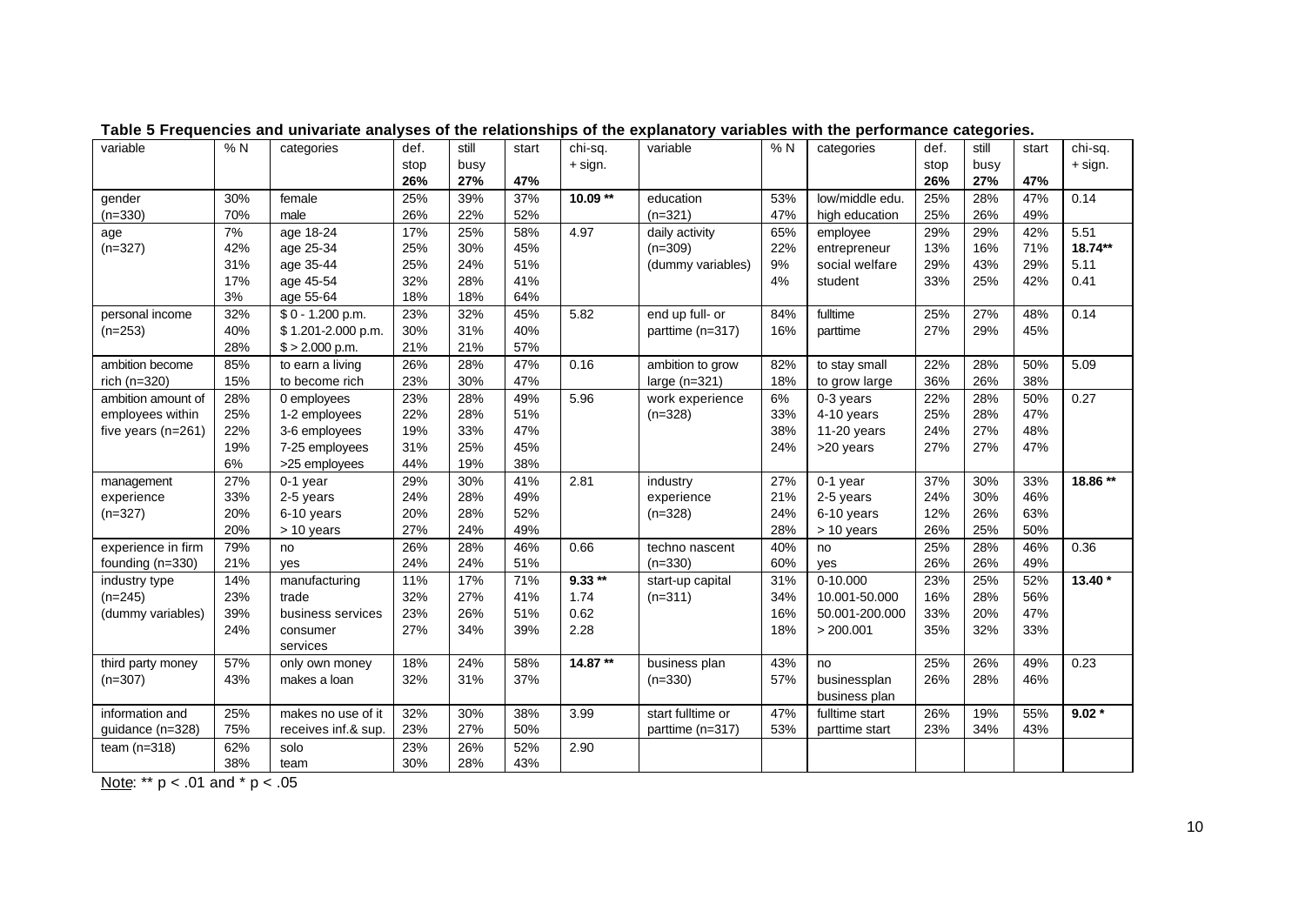**Table 5 Frequencies and univariate analyses of the relationships of the explanatory variables with the performance categories.**

| variable | % N | categories | def. stop 26% | still busy 27% | start 47% | chi-sq. + sign. | variable | % N | categories | def. stop 26% | still busy 27% | start 47% | chi-sq. + sign. |
|---|---|---|---|---|---|---|---|---|---|---|---|---|---|
| gender | 30% | female | 25% | 39% | 37% | **10.09 \*\*** | education | 53% | low/middle edu. | 25% | 28% | 47% | 0.14 |
| (n=330) | 70% | male | 26% | 22% | 52% | | (n=321) | 47% | high education | 25% | 26% | 49% | |
| age | 7% | age 18-24 | 17% | 25% | 58% | 4.97 | daily activity | 65% | employee | 29% | 29% | 42% | 5.51 |
| (n=327) | 42% | age 25-34 | 25% | 30% | 45% | | (n=309) | 22% | entrepreneur | 13% | 16% | 71% | **18.74\*\*** |
| | 31% | age 35-44 | 25% | 24% | 51% | | (dummy variables) | 9% | social welfare | 29% | 43% | 29% | 5.11 |
| | 17% | age 45-54 | 32% | 28% | 41% | | | 4% | student | 33% | 25% | 42% | 0.41 |
| | 3% | age 55-64 | 18% | 18% | 64% | | | | | | | | |
| personal income | 32% | $ 0 - 1.200 p.m. | 23% | 32% | 45% | 5.82 | end up full- or | 84% | fulltime | 25% | 27% | 48% | 0.14 |
| (n=253) | 40% | $ 1.201-2.000 p.m. | 30% | 31% | 40% | | parttime (n=317) | 16% | parttime | 27% | 29% | 45% | |
| | 28% | $ > 2.000 p.m. | 21% | 21% | 57% | | | | | | | | |
| ambition become | 85% | to earn a living | 26% | 28% | 47% | 0.16 | ambition to grow | 82% | to stay small | 22% | 28% | 50% | 5.09 |
| rich (n=320) | 15% | to become rich | 23% | 30% | 47% | | large (n=321) | 18% | to grow large | 36% | 26% | 38% | |
| ambition amount of | 28% | 0 employees | 23% | 28% | 49% | 5.96 | work experience | 6% | 0-3 years | 22% | 28% | 50% | 0.27 |
| employees within | 25% | 1-2 employees | 22% | 28% | 51% | | (n=328) | 33% | 4-10 years | 25% | 28% | 47% | |
| five years (n=261) | 22% | 3-6 employees | 19% | 33% | 47% | | | 38% | 11-20 years | 24% | 27% | 48% | |
| | 19% | 7-25 employees | 31% | 25% | 45% | | | 24% | >20 years | 27% | 27% | 47% | |
| | 6% | >25 employees | 44% | 19% | 38% | | | | | | | | |
| management | 27% | 0-1 year | 29% | 30% | 41% | 2.81 | industry | 27% | 0-1 year | 37% | 30% | 33% | **18.86 \*\*** |
| experience | 33% | 2-5 years | 24% | 28% | 49% | | experience | 21% | 2-5 years | 24% | 30% | 46% | |
| (n=327) | 20% | 6-10 years | 20% | 28% | 52% | | (n=328) | 24% | 6-10 years | 12% | 26% | 63% | |
| | 20% | > 10 years | 27% | 24% | 49% | | | 28% | > 10 years | 26% | 25% | 50% | |
| experience in firm | 79% | no | 26% | 28% | 46% | 0.66 | techno nascent | 40% | no | 25% | 28% | 46% | 0.36 |
| founding (n=330) | 21% | yes | 24% | 24% | 51% | | (n=330) | 60% | yes | 26% | 26% | 49% | |
| industry type | 14% | manufacturing | 11% | 17% | 71% | **9.33 \*\*** | start-up capital | 31% | 0-10.000 | 23% | 25% | 52% | **13.40 \*** |
| (n=245) | 23% | trade | 32% | 27% | 41% | 1.74 | (n=311) | 34% | 10.001-50.000 | 16% | 28% | 56% | |
| (dummy variables) | 39% | business services | 23% | 26% | 51% | 0.62 | | 16% | 50.001-200.000 | 33% | 20% | 47% | |
| | 24% | consumer services | 27% | 34% | 39% | 2.28 | | 18% | > 200.001 | 35% | 32% | 33% | |
| third party money | 57% | only own money | 18% | 24% | 58% | **14.87 \*\*** | business plan | 43% | no | 25% | 26% | 49% | 0.23 |
| (n=307) | 43% | makes a loan | 32% | 31% | 37% | | (n=330) | 57% | businessplan business plan | 26% | 28% | 46% | |
| information and | 25% | makes no use of it | 32% | 30% | 38% | 3.99 | start fulltime or | 47% | fulltime start | 26% | 19% | 55% | **9.02 \*** |
| guidance (n=328) | 75% | receives inf.& sup. | 23% | 27% | 50% | | parttime (n=317) | 53% | parttime start | 23% | 34% | 43% | |
| team (n=318) | 62% | solo | 23% | 26% | 52% | 2.90 | | | | | | | |
| | 38% | team | 30% | 28% | 43% | | | | | | | | |

Note: \*\* $p < .01$ and \* $p < .05$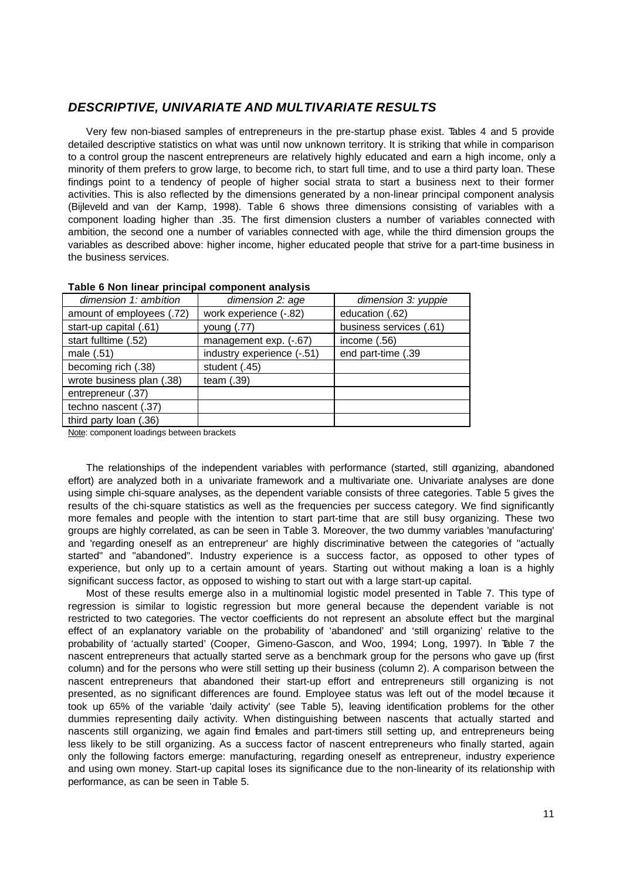## *DESCRIPTIVE, UNIVARIATE AND MULTIVARIATE RESULTS*

Very few non-biased samples of entrepreneurs in the pre-startup phase exist. Tables 4 and 5 provide detailed descriptive statistics on what was until now unknown territory. It is striking that while in comparison to a control group the nascent entrepreneurs are relatively highly educated and earn a high income, only a minority of them prefers to grow large, to become rich, to start full time, and to use a third party loan. These findings point to a tendency of people of higher social strata to start a business next to their former activities. This is also reflected by the dimensions generated by a non-linear principal component analysis (Bijleveld and van der Kamp, 1998). Table 6 shows three dimensions consisting of variables with a component loading higher than .35. The first dimension clusters a number of variables connected with ambition, the second one a number of variables connected with age, while the third dimension groups the variables as described above: higher income, higher educated people that strive for a part-time business in the business services.

**Table 6 Non linear principal component analysis**

| *dimension 1: ambition* | *dimension 2: age* | *dimension 3: yuppie* |
|---|---|---|
| amount of employees (.72) | work experience (-.82) | education (.62) |
| start-up capital (.61) | young (.77) | business services (.61) |
| start fulltime (.52) | management exp. (-.67) | income (.56) |
| male (.51) | industry experience (-.51) | end part-time (.39 |
| becoming rich (.38) | student (.45) | |
| wrote business plan (.38) | team (.39) | |
| entrepreneur (.37) | | |
| techno nascent (.37) | | |
| third party loan (.36) | | |

Note: component loadings between brackets

The relationships of the independent variables with performance (started, still organizing, abandoned effort) are analyzed both in a univariate framework and a multivariate one. Univariate analyses are done using simple chi-square analyses, as the dependent variable consists of three categories. Table 5 gives the results of the chi-square statistics as well as the frequencies per success category. We find significantly more females and people with the intention to start part-time that are still busy organizing. These two groups are highly correlated, as can be seen in Table 3. Moreover, the two dummy variables 'manufacturing' and 'regarding oneself as an entrepreneur' are highly discriminative between the categories of "actually started" and "abandoned". Industry experience is a success factor, as opposed to other types of experience, but only up to a certain amount of years. Starting out without making a loan is a highly significant success factor, as opposed to wishing to start out with a large start-up capital.

Most of these results emerge also in a multinomial logistic model presented in Table 7. This type of regression is similar to logistic regression but more general because the dependent variable is not restricted to two categories. The vector coefficients do not represent an absolute effect but the marginal effect of an explanatory variable on the probability of 'abandoned' and 'still organizing' relative to the probability of 'actually started' (Cooper, Gimeno-Gascon, and Woo, 1994; Long, 1997). In Table 7 the nascent entrepreneurs that actually started serve as a benchmark group for the persons who gave up (first column) and for the persons who were still setting up their business (column 2). A comparison between the nascent entrepreneurs that abandoned their start-up effort and entrepreneurs still organizing is not presented, as no significant differences are found. Employee status was left out of the model because it took up 65% of the variable 'daily activity' (see Table 5), leaving identification problems for the other dummies representing daily activity. When distinguishing between nascents that actually started and nascents still organizing, we again find females and part-timers still setting up, and entrepreneurs being less likely to be still organizing. As a success factor of nascent entrepreneurs who finally started, again only the following factors emerge: manufacturing, regarding oneself as entrepreneur, industry experience and using own money. Start-up capital loses its significance due to the non-linearity of its relationship with performance, as can be seen in Table 5.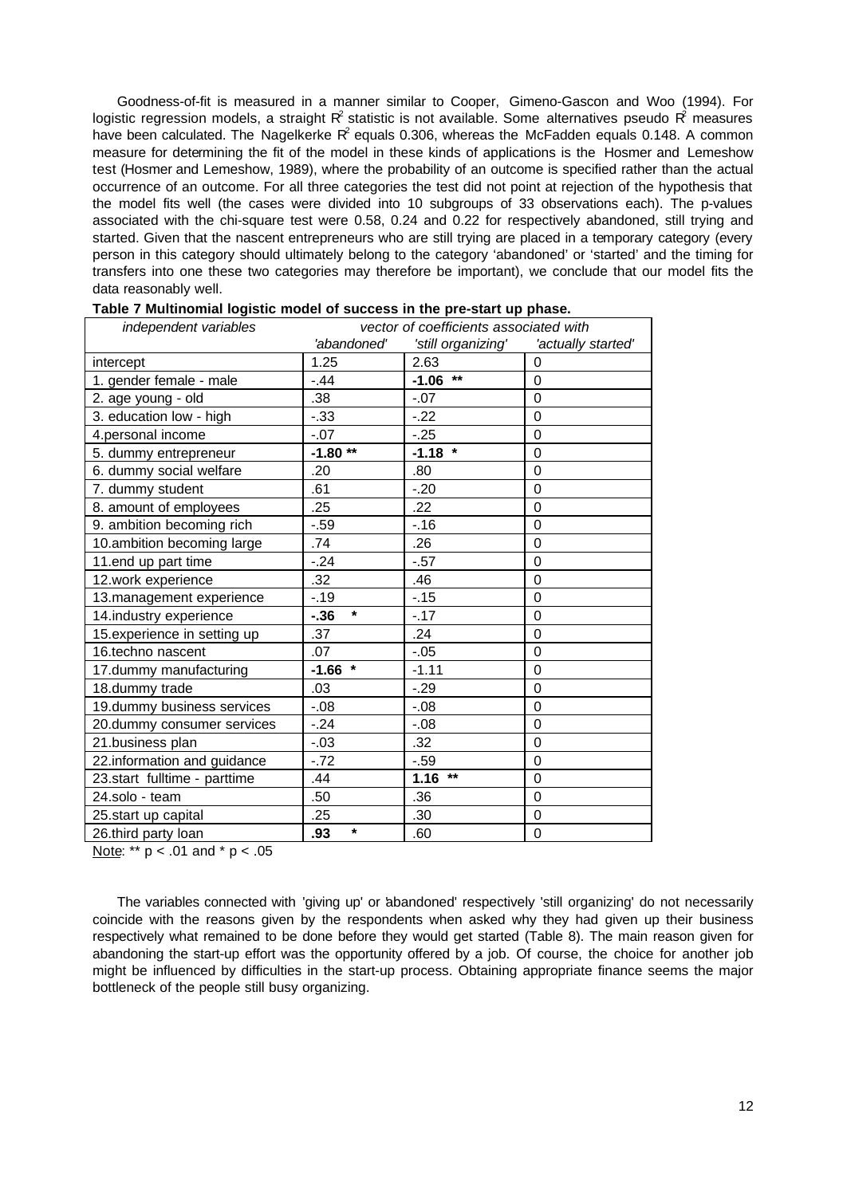Goodness-of-fit is measured in a manner similar to Cooper, Gimeno-Gascon and Woo (1994). For logistic regression models, a straight $R^2$ statistic is not available. Some alternatives pseudo $R^2$ measures have been calculated. The Nagelkerke $R^2$ equals 0.306, whereas the McFadden equals 0.148. A common measure for determining the fit of the model in these kinds of applications is the Hosmer and Lemeshow test (Hosmer and Lemeshow, 1989), where the probability of an outcome is specified rather than the actual occurrence of an outcome. For all three categories the test did not point at rejection of the hypothesis that the model fits well (the cases were divided into 10 subgroups of 33 observations each). The p-values associated with the chi-square test were 0.58, 0.24 and 0.22 for respectively abandoned, still trying and started. Given that the nascent entrepreneurs who are still trying are placed in a temporary category (every person in this category should ultimately belong to the category 'abandoned' or 'started' and the timing for transfers into one these two categories may therefore be important), we conclude that our model fits the data reasonably well.

**Table 7 Multinomial logistic model of success in the pre-start up phase.**

| *independent variables* | *vector of coefficients associated with* | | |
|---|---|---|---|
| | *'abandoned'* | *'still organizing'* | *'actually started'* |
| intercept | 1.25 | 2.63 | 0 |
| 1. gender female - male | -.44 | **-1.06 \*\*** | 0 |
| 2. age young - old | .38 | -.07 | 0 |
| 3. education low - high | -.33 | -.22 | 0 |
| 4.personal income | -.07 | -.25 | 0 |
| 5. dummy entrepreneur | **-1.80 \*\*** | **-1.18 \*** | 0 |
| 6. dummy social welfare | .20 | .80 | 0 |
| 7. dummy student | .61 | -.20 | 0 |
| 8. amount of employees | .25 | .22 | 0 |
| 9. ambition becoming rich | -.59 | -.16 | 0 |
| 10.ambition becoming large | .74 | .26 | 0 |
| 11.end up part time | -.24 | -.57 | 0 |
| 12.work experience | .32 | .46 | 0 |
| 13.management experience | -.19 | -.15 | 0 |
| 14.industry experience | **-.36 \*** | -.17 | 0 |
| 15.experience in setting up | .37 | .24 | 0 |
| 16.techno nascent | .07 | -.05 | 0 |
| 17.dummy manufacturing | **-1.66 \*** | -1.11 | 0 |
| 18.dummy trade | .03 | -.29 | 0 |
| 19.dummy business services | -.08 | -.08 | 0 |
| 20.dummy consumer services | -.24 | -.08 | 0 |
| 21.business plan | -.03 | .32 | 0 |
| 22.information and guidance | -.72 | -.59 | 0 |
| 23.start fulltime - parttime | .44 | **1.16 \*\*** | 0 |
| 24.solo - team | .50 | .36 | 0 |
| 25.start up capital | .25 | .30 | 0 |
| 26.third party loan | **.93 \*** | .60 | 0 |

Note: \*\* $p < .01$ and \* $p < .05$

The variables connected with 'giving up' or 'abandoned' respectively 'still organizing' do not necessarily coincide with the reasons given by the respondents when asked why they had given up their business respectively what remained to be done before they would get started (Table 8). The main reason given for abandoning the start-up effort was the opportunity offered by a job. Of course, the choice for another job might be influenced by difficulties in the start-up process. Obtaining appropriate finance seems the major bottleneck of the people still busy organizing.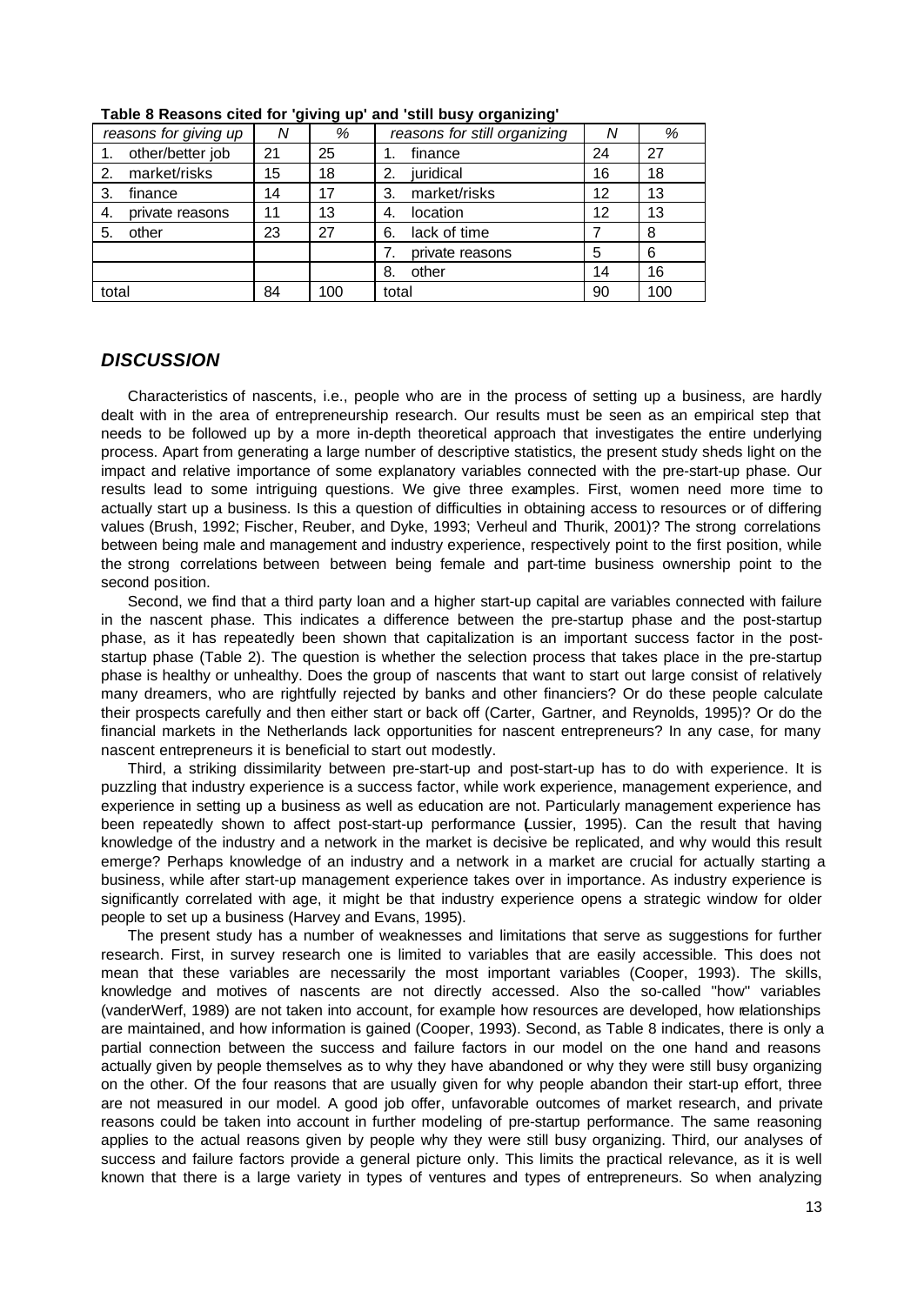**Table 8 Reasons cited for 'giving up' and 'still busy organizing'**

| *reasons for giving up* | *N* | *%* | *reasons for still organizing* | *N* | *%* |
|---|---|---|---|---|---|
| 1. other/better job | 21 | 25 | 1. finance | 24 | 27 |
| 2. market/risks | 15 | 18 | 2. juridical | 16 | 18 |
| 3. finance | 14 | 17 | 3. market/risks | 12 | 13 |
| 4. private reasons | 11 | 13 | 4. location | 12 | 13 |
| 5. other | 23 | 27 | 6. lack of time | 7 | 8 |
| | | | 7. private reasons | 5 | 6 |
| | | | 8. other | 14 | 16 |
| total | 84 | 100 | total | 90 | 100 |

## *DISCUSSION*

Characteristics of nascents, i.e., people who are in the process of setting up a business, are hardly dealt with in the area of entrepreneurship research. Our results must be seen as an empirical step that needs to be followed up by a more in-depth theoretical approach that investigates the entire underlying process. Apart from generating a large number of descriptive statistics, the present study sheds light on the impact and relative importance of some explanatory variables connected with the pre-start-up phase. Our results lead to some intriguing questions. We give three examples. First, women need more time to actually start up a business. Is this a question of difficulties in obtaining access to resources or of differing values (Brush, 1992; Fischer, Reuber, and Dyke, 1993; Verheul and Thurik, 2001)? The strong correlations between being male and management and industry experience, respectively point to the first position, while the strong correlations between between being female and part-time business ownership point to the second position.

Second, we find that a third party loan and a higher start-up capital are variables connected with failure in the nascent phase. This indicates a difference between the pre-startup phase and the post-startup phase, as it has repeatedly been shown that capitalization is an important success factor in the post-startup phase (Table 2). The question is whether the selection process that takes place in the pre-startup phase is healthy or unhealthy. Does the group of nascents that want to start out large consist of relatively many dreamers, who are rightfully rejected by banks and other financiers? Or do these people calculate their prospects carefully and then either start or back off (Carter, Gartner, and Reynolds, 1995)? Or do the financial markets in the Netherlands lack opportunities for nascent entrepreneurs? In any case, for many nascent entrepreneurs it is beneficial to start out modestly.

Third, a striking dissimilarity between pre-start-up and post-start-up has to do with experience. It is puzzling that industry experience is a success factor, while work experience, management experience, and experience in setting up a business as well as education are not. Particularly management experience has been repeatedly shown to affect post-start-up performance (Lussier, 1995). Can the result that having knowledge of the industry and a network in the market is decisive be replicated, and why would this result emerge? Perhaps knowledge of an industry and a network in a market are crucial for actually starting a business, while after start-up management experience takes over in importance. As industry experience is significantly correlated with age, it might be that industry experience opens a strategic window for older people to set up a business (Harvey and Evans, 1995).

The present study has a number of weaknesses and limitations that serve as suggestions for further research. First, in survey research one is limited to variables that are easily accessible. This does not mean that these variables are necessarily the most important variables (Cooper, 1993). The skills, knowledge and motives of nascents are not directly accessed. Also the so-called "how" variables (vanderWerf, 1989) are not taken into account, for example how resources are developed, how relationships are maintained, and how information is gained (Cooper, 1993). Second, as Table 8 indicates, there is only a partial connection between the success and failure factors in our model on the one hand and reasons actually given by people themselves as to why they have abandoned or why they were still busy organizing on the other. Of the four reasons that are usually given for why people abandon their start-up effort, three are not measured in our model. A good job offer, unfavorable outcomes of market research, and private reasons could be taken into account in further modeling of pre-startup performance. The same reasoning applies to the actual reasons given by people why they were still busy organizing. Third, our analyses of success and failure factors provide a general picture only. This limits the practical relevance, as it is well known that there is a large variety in types of ventures and types of entrepreneurs. So when analyzing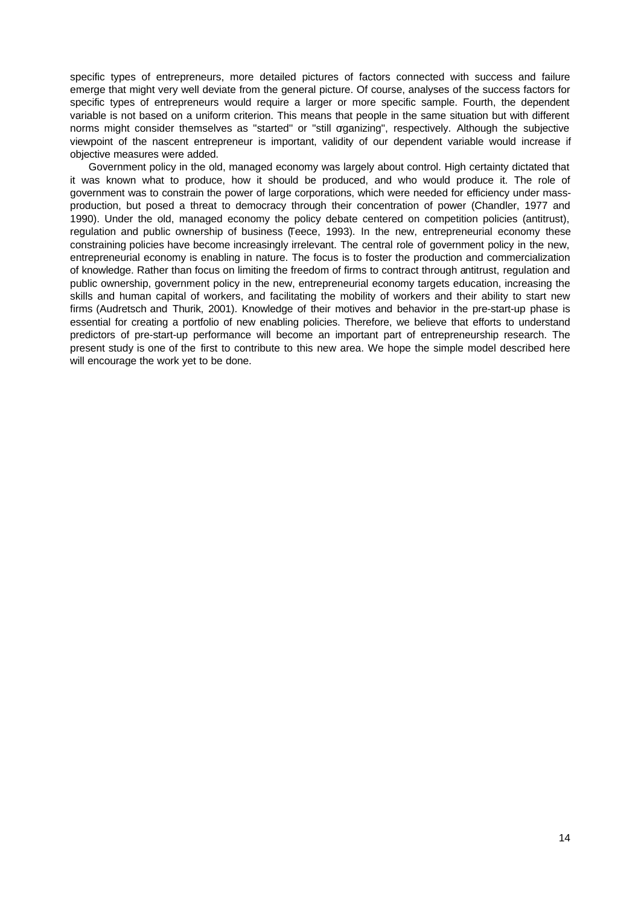specific types of entrepreneurs, more detailed pictures of factors connected with success and failure emerge that might very well deviate from the general picture. Of course, analyses of the success factors for specific types of entrepreneurs would require a larger or more specific sample. Fourth, the dependent variable is not based on a uniform criterion. This means that people in the same situation but with different norms might consider themselves as "started" or "still organizing", respectively. Although the subjective viewpoint of the nascent entrepreneur is important, validity of our dependent variable would increase if objective measures were added.

Government policy in the old, managed economy was largely about control. High certainty dictated that it was known what to produce, how it should be produced, and who would produce it. The role of government was to constrain the power of large corporations, which were needed for efficiency under mass-production, but posed a threat to democracy through their concentration of power (Chandler, 1977 and 1990). Under the old, managed economy the policy debate centered on competition policies (antitrust), regulation and public ownership of business (Teece, 1993). In the new, entrepreneurial economy these constraining policies have become increasingly irrelevant. The central role of government policy in the new, entrepreneurial economy is enabling in nature. The focus is to foster the production and commercialization of knowledge. Rather than focus on limiting the freedom of firms to contract through antitrust, regulation and public ownership, government policy in the new, entrepreneurial economy targets education, increasing the skills and human capital of workers, and facilitating the mobility of workers and their ability to start new firms (Audretsch and Thurik, 2001). Knowledge of their motives and behavior in the pre-start-up phase is essential for creating a portfolio of new enabling policies. Therefore, we believe that efforts to understand predictors of pre-start-up performance will become an important part of entrepreneurship research. The present study is one of the first to contribute to this new area. We hope the simple model described here will encourage the work yet to be done.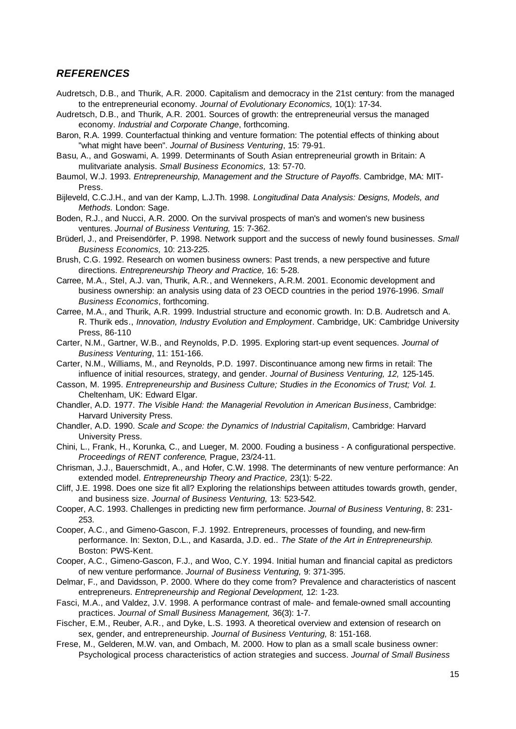## *REFERENCES*

Audretsch, D.B., and Thurik, A.R. 2000. Capitalism and democracy in the 21st century: from the managed to the entrepreneurial economy. *Journal of Evolutionary Economics,* 10(1): 17-34.

Audretsch, D.B., and Thurik, A.R. 2001. Sources of growth: the entrepreneurial versus the managed economy. *Industrial and Corporate Change*, forthcoming.

Baron, R.A. 1999. Counterfactual thinking and venture formation: The potential effects of thinking about "what might have been". *Journal of Business Venturing*, 15: 79-91.

Basu, A., and Goswami, A. 1999. Determinants of South Asian entrepreneurial growth in Britain: A mulitvariate analysis. *Small Business Economics,* 13: 57-70.

Baumol, W.J. 1993. *Entrepreneurship, Management and the Structure of Payoffs*. Cambridge, MA: MIT-Press.

Bijleveld, C.C.J.H., and van der Kamp, L.J.Th. 1998. *Longitudinal Data Analysis: Designs, Models, and Methods.* London: Sage.

Boden, R.J., and Nucci, A.R. 2000. On the survival prospects of man's and women's new business ventures. *Journal of Business Venturing,* 15: 7-362.

Brüderl, J., and Preisendörfer, P. 1998. Network support and the success of newly found businesses. *Small Business Economics,* 10: 213-225.

Brush, C.G. 1992. Research on women business owners: Past trends, a new perspective and future directions. *Entrepreneurship Theory and Practice,* 16: 5-28.

Carree, M.A., Stel, A.J. van, Thurik, A.R., and Wennekers, A.R.M. 2001. Economic development and business ownership: an analysis using data of 23 OECD countries in the period 1976-1996. *Small Business Economics*, forthcoming.

Carree, M.A., and Thurik, A.R. 1999. Industrial structure and economic growth. In: D.B. Audretsch and A. R. Thurik eds., *Innovation, Industry Evolution and Employment*. Cambridge, UK: Cambridge University Press, 86-110

Carter, N.M., Gartner, W.B., and Reynolds, P.D. 1995. Exploring start-up event sequences. *Journal of Business Venturing*, 11: 151-166.

Carter, N.M., Williams, M., and Reynolds, P.D. 1997. Discontinuance among new firms in retail: The influence of initial resources, strategy, and gender. *Journal of Business Venturing, 12,* 125-145.

Casson, M. 1995. *Entrepreneurship and Business Culture; Studies in the Economics of Trust; Vol. 1.* Cheltenham, UK: Edward Elgar.

Chandler, A.D. 1977. *The Visible Hand: the Managerial Revolution in American Business*, Cambridge: Harvard University Press.

Chandler, A.D. 1990. *Scale and Scope: the Dynamics of Industrial Capitalism*, Cambridge: Harvard University Press.

Chini, L., Frank, H., Korunka, C., and Lueger, M. 2000. Fouding a business - A configurational perspective. *Proceedings of RENT conference*, Prague, 23/24-11.

Chrisman, J.J., Bauerschmidt, A., and Hofer, C.W. 1998. The determinants of new venture performance: An extended model. *Entrepreneurship Theory and Practice,* 23(1): 5-22.

Cliff, J.E. 1998. Does one size fit all? Exploring the relationships between attitudes towards growth, gender, and business size. *Journal of Business Venturing,* 13: 523-542.

Cooper, A.C. 1993. Challenges in predicting new firm performance. *Journal of Business Venturing*, 8: 231-253.

Cooper, A.C., and Gimeno-Gascon, F.J. 1992. Entrepreneurs, processes of founding, and new-firm performance. In: Sexton, D.L., and Kasarda, J.D. ed.. *The State of the Art in Entrepreneurship.* Boston: PWS-Kent.

Cooper, A.C., Gimeno-Gascon, F.J., and Woo, C.Y. 1994. Initial human and financial capital as predictors of new venture performance. *Journal of Business Venturing,* 9: 371-395.

Delmar, F., and Davidsson, P. 2000. Where do they come from? Prevalence and characteristics of nascent entrepreneurs. *Entrepreneurship and Regional Development,* 12: 1-23.

Fasci, M.A., and Valdez, J.V. 1998. A performance contrast of male- and female-owned small accounting practices. *Journal of Small Business Management,* 36(3): 1-7.

Fischer, E.M., Reuber, A.R., and Dyke, L.S. 1993. A theoretical overview and extension of research on sex, gender, and entrepreneurship. *Journal of Business Venturing,* 8: 151-168.

Frese, M., Gelderen, M.W. van, and Ombach, M. 2000. How to plan as a small scale business owner: Psychological process characteristics of action strategies and success. *Journal of Small Business*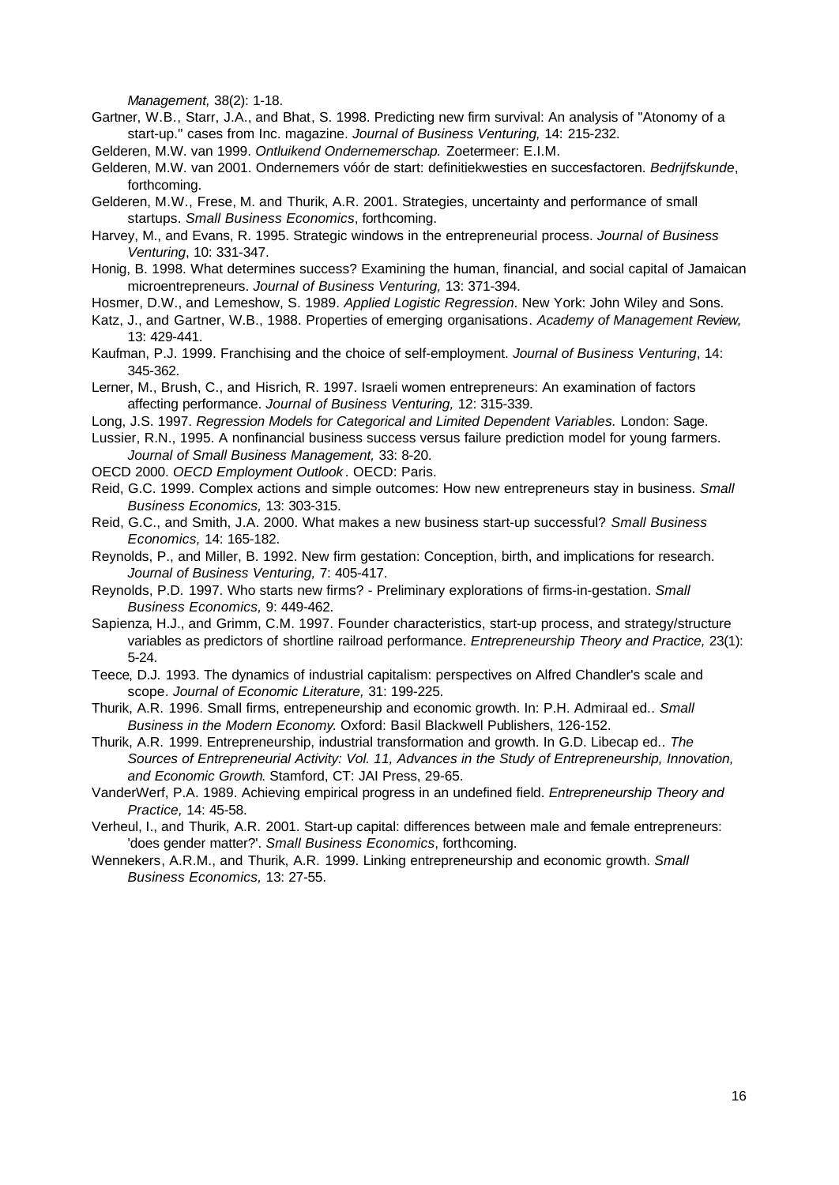*Management,* 38(2): 1-18.

Gartner, W.B., Starr, J.A., and Bhat, S. 1998. Predicting new firm survival: An analysis of "Atonomy of a start-up." cases from Inc. magazine. *Journal of Business Venturing,* 14: 215-232.

Gelderen, M.W. van 1999. *Ontluikend Ondernemerschap.* Zoetermeer: E.I.M.

Gelderen, M.W. van 2001. Ondernemers vóór de start: definitiekwesties en succesfactoren. *Bedrijfskunde*, forthcoming.

Gelderen, M.W., Frese, M. and Thurik, A.R. 2001. Strategies, uncertainty and performance of small startups. *Small Business Economics*, forthcoming.

Harvey, M., and Evans, R. 1995. Strategic windows in the entrepreneurial process. *Journal of Business Venturing*, 10: 331-347.

Honig, B. 1998. What determines success? Examining the human, financial, and social capital of Jamaican microentrepreneurs. *Journal of Business Venturing,* 13: 371-394.

Hosmer, D.W., and Lemeshow, S. 1989. *Applied Logistic Regression*. New York: John Wiley and Sons.

Katz, J., and Gartner, W.B., 1988. Properties of emerging organisations. *Academy of Management Review,* 13: 429-441.

Kaufman, P.J. 1999. Franchising and the choice of self-employment. *Journal of Business Venturing*, 14: 345-362.

Lerner, M., Brush, C., and Hisrich, R. 1997. Israeli women entrepreneurs: An examination of factors affecting performance. *Journal of Business Venturing,* 12: 315-339.

Long, J.S. 1997. *Regression Models for Categorical and Limited Dependent Variables.* London: Sage.

Lussier, R.N., 1995. A nonfinancial business success versus failure prediction model for young farmers. *Journal of Small Business Management,* 33: 8-20.

OECD 2000. *OECD Employment Outlook*. OECD: Paris.

Reid, G.C. 1999. Complex actions and simple outcomes: How new entrepreneurs stay in business. *Small Business Economics,* 13: 303-315.

Reid, G.C., and Smith, J.A. 2000. What makes a new business start-up successful? *Small Business Economics,* 14: 165-182.

Reynolds, P., and Miller, B. 1992. New firm gestation: Conception, birth, and implications for research. *Journal of Business Venturing,* 7: 405-417.

Reynolds, P.D. 1997. Who starts new firms? - Preliminary explorations of firms-in-gestation. *Small Business Economics,* 9: 449-462.

Sapienza, H.J., and Grimm, C.M. 1997. Founder characteristics, start-up process, and strategy/structure variables as predictors of shortline railroad performance. *Entrepreneurship Theory and Practice,* 23(1): 5-24.

Teece, D.J. 1993. The dynamics of industrial capitalism: perspectives on Alfred Chandler's scale and scope. *Journal of Economic Literature,* 31: 199-225.

Thurik, A.R. 1996. Small firms, entrepeneurship and economic growth. In: P.H. Admiraal ed.. *Small Business in the Modern Economy.* Oxford: Basil Blackwell Publishers, 126-152.

Thurik, A.R. 1999. Entrepreneurship, industrial transformation and growth. In G.D. Libecap ed.. *The Sources of Entrepreneurial Activity: Vol. 11, Advances in the Study of Entrepreneurship, Innovation, and Economic Growth.* Stamford, CT: JAI Press, 29-65.

VanderWerf, P.A. 1989. Achieving empirical progress in an undefined field. *Entrepreneurship Theory and Practice,* 14: 45-58.

Verheul, I., and Thurik, A.R. 2001. Start-up capital: differences between male and female entrepreneurs: 'does gender matter?'. *Small Business Economics*, forthcoming.

Wennekers, A.R.M., and Thurik, A.R. 1999. Linking entrepreneurship and economic growth. *Small Business Economics,* 13: 27-55.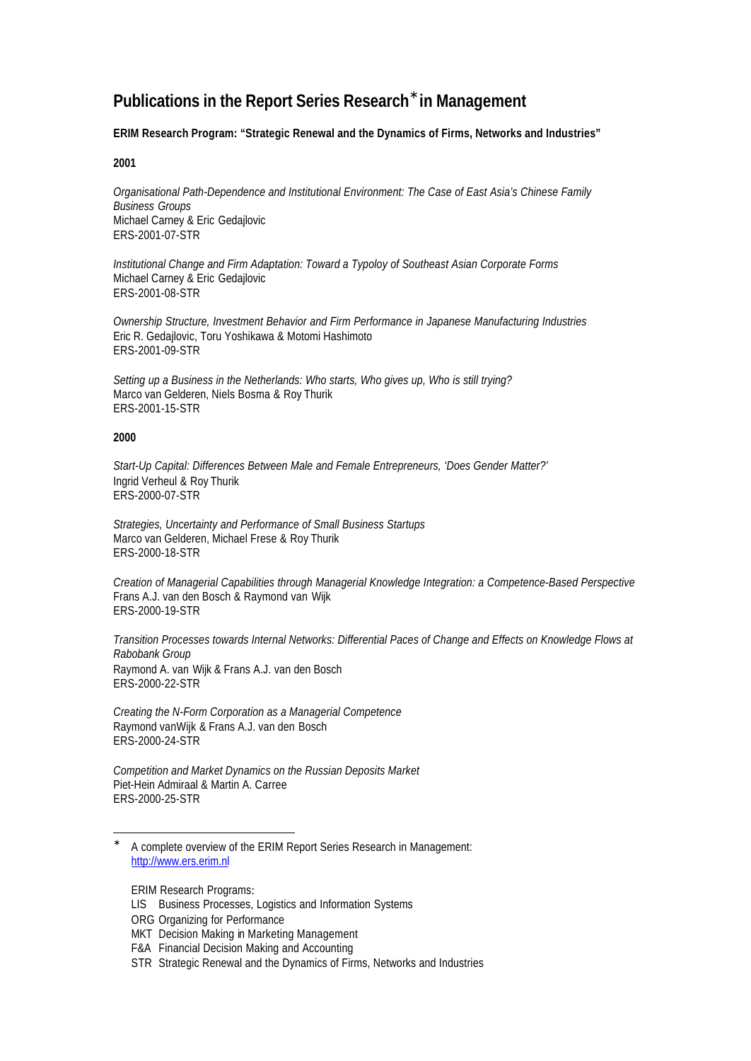# Publications in the Report Series Research[*] in Management

**ERIM Research Program: "Strategic Renewal and the Dynamics of Firms, Networks and Industries"**

**2001**

*Organisational Path-Dependence and Institutional Environment: The Case of East Asia's Chinese Family Business Groups*
Michael Carney & Eric Gedajlovic
ERS-2001-07-STR

*Institutional Change and Firm Adaptation: Toward a Typoloy of Southeast Asian Corporate Forms*
Michael Carney & Eric Gedajlovic
ERS-2001-08-STR

*Ownership Structure, Investment Behavior and Firm Performance in Japanese Manufacturing Industries*
Eric R. Gedajlovic, Toru Yoshikawa & Motomi Hashimoto
ERS-2001-09-STR

*Setting up a Business in the Netherlands: Who starts, Who gives up, Who is still trying?*
Marco van Gelderen, Niels Bosma & Roy Thurik
ERS-2001-15-STR

**2000**

*Start-Up Capital: Differences Between Male and Female Entrepreneurs, 'Does Gender Matter?'*
Ingrid Verheul & Roy Thurik
ERS-2000-07-STR

*Strategies, Uncertainty and Performance of Small Business Startups*
Marco van Gelderen, Michael Frese & Roy Thurik
ERS-2000-18-STR

*Creation of Managerial Capabilities through Managerial Knowledge Integration: a Competence-Based Perspective*
Frans A.J. van den Bosch & Raymond van Wijk
ERS-2000-19-STR

*Transition Processes towards Internal Networks: Differential Paces of Change and Effects on Knowledge Flows at Rabobank Group*
Raymond A. van Wijk & Frans A.J. van den Bosch
ERS-2000-22-STR

*Creating the N-Form Corporation as a Managerial Competence*
Raymond vanWijk & Frans A.J. van den Bosch
ERS-2000-24-STR

*Competition and Market Dynamics on the Russian Deposits Market*
Piet-Hein Admiraal & Martin A. Carree
ERS-2000-25-STR

---

[*] A complete overview of the ERIM Report Series Research in Management: http://www.ers.erim.nl

ERIM Research Programs:
LIS Business Processes, Logistics and Information Systems
ORG Organizing for Performance
MKT Decision Making in Marketing Management
F&A Financial Decision Making and Accounting
STR Strategic Renewal and the Dynamics of Firms, Networks and Industries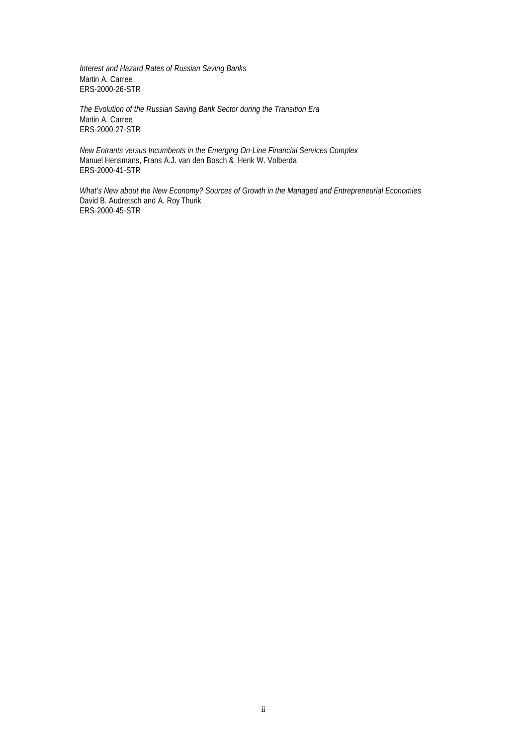*Interest and Hazard Rates of Russian Saving Banks*
Martin A. Carree
ERS-2000-26-STR

*The Evolution of the Russian Saving Bank Sector during the Transition Era*
Martin A. Carree
ERS-2000-27-STR

*New Entrants versus Incumbents in the Emerging On-Line Financial Services Complex*
Manuel Hensmans, Frans A.J. van den Bosch & Henk W. Volberda
ERS-2000-41-STR

*What's New about the New Economy? Sources of Growth in the Managed and Entrepreneurial Economies*
David B. Audretsch and A. Roy Thurik
ERS-2000-45-STR